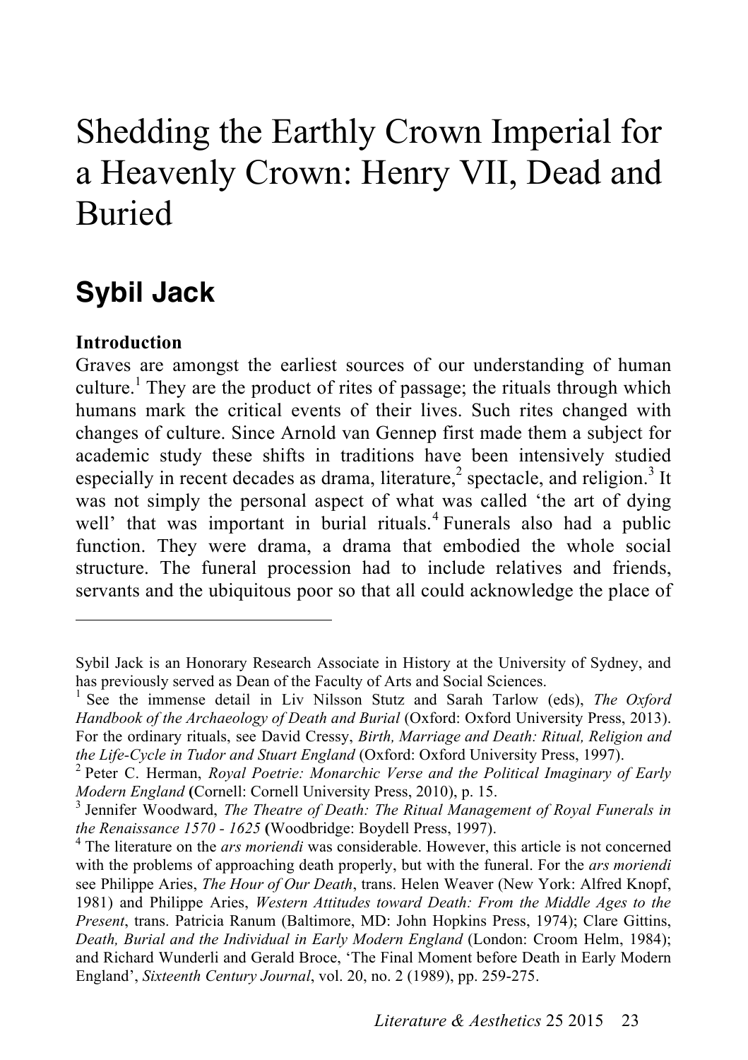# Shedding the Earthly Crown Imperial for a Heavenly Crown: Henry VII, Dead and Buried

## Sybil Jack

**Introduction**

Graves are amongst the earliest sources of our understanding of human culture.[1] They are the product of rites of passage; the rituals through which humans mark the critical events of their lives. Such rites changed with changes of culture. Since Arnold van Gennep first made them a subject for academic study these shifts in traditions have been intensively studied especially in recent decades as drama, literature,[2] spectacle, and religion.[3] It was not simply the personal aspect of what was called 'the art of dying well' that was important in burial rituals.[4] Funerals also had a public function. They were drama, a drama that embodied the whole social structure. The funeral procession had to include relatives and friends, servants and the ubiquitous poor so that all could acknowledge the place of

---

Sybil Jack is an Honorary Research Associate in History at the University of Sydney, and has previously served as Dean of the Faculty of Arts and Social Sciences.

[1] See the immense detail in Liv Nilsson Stutz and Sarah Tarlow (eds), *The Oxford Handbook of the Archaeology of Death and Burial* (Oxford: Oxford University Press, 2013). For the ordinary rituals, see David Cressy, *Birth, Marriage and Death: Ritual, Religion and the Life-Cycle in Tudor and Stuart England* (Oxford: Oxford University Press, 1997).

[2] Peter C. Herman, *Royal Poetrie: Monarchic Verse and the Political Imaginary of Early Modern England* **(**Cornell: Cornell University Press, 2010), p. 15.

[3] Jennifer Woodward, *The Theatre of Death: The Ritual Management of Royal Funerals in the Renaissance 1570 - 1625* **(**Woodbridge: Boydell Press, 1997).

[4] The literature on the *ars moriendi* was considerable. However, this article is not concerned with the problems of approaching death properly, but with the funeral. For the *ars moriendi* see Philippe Aries, *The Hour of Our Death*, trans. Helen Weaver (New York: Alfred Knopf, 1981) and Philippe Aries, *Western Attitudes toward Death: From the Middle Ages to the Present*, trans. Patricia Ranum (Baltimore, MD: John Hopkins Press, 1974); Clare Gittins, *Death, Burial and the Individual in Early Modern England* (London: Croom Helm, 1984); and Richard Wunderli and Gerald Broce, 'The Final Moment before Death in Early Modern England', *Sixteenth Century Journal*, vol. 20, no. 2 (1989), pp. 259-275.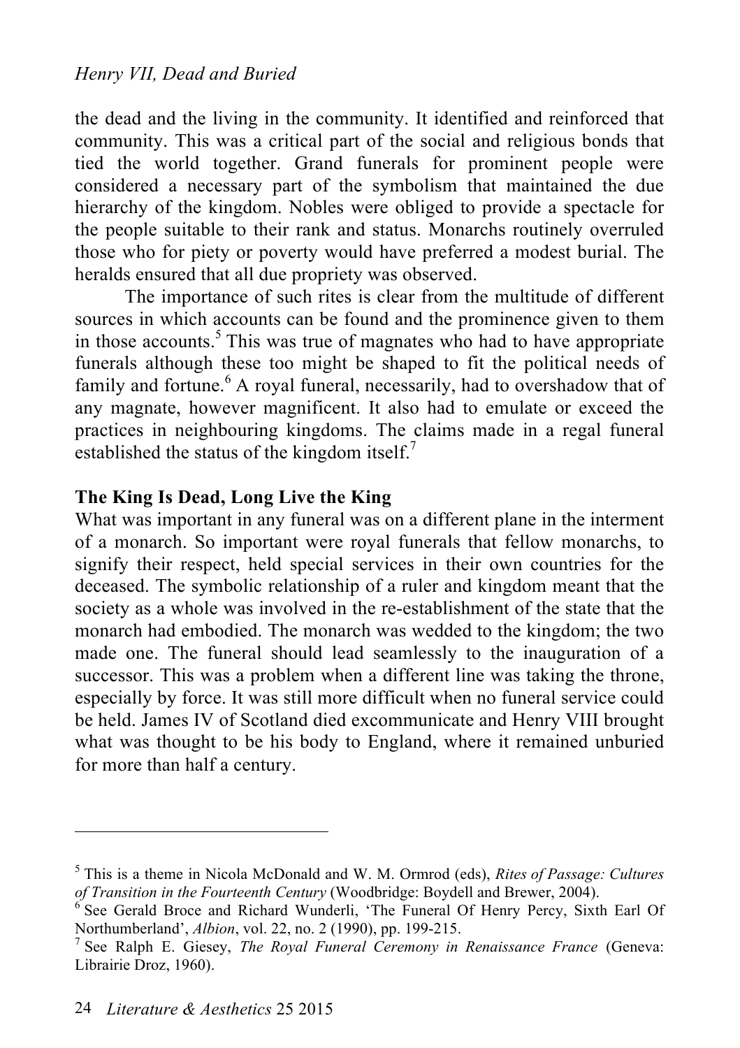the dead and the living in the community. It identified and reinforced that community. This was a critical part of the social and religious bonds that tied the world together. Grand funerals for prominent people were considered a necessary part of the symbolism that maintained the due hierarchy of the kingdom. Nobles were obliged to provide a spectacle for the people suitable to their rank and status. Monarchs routinely overruled those who for piety or poverty would have preferred a modest burial. The heralds ensured that all due propriety was observed.

The importance of such rites is clear from the multitude of different sources in which accounts can be found and the prominence given to them in those accounts.[5] This was true of magnates who had to have appropriate funerals although these too might be shaped to fit the political needs of family and fortune.[6] A royal funeral, necessarily, had to overshadow that of any magnate, however magnificent. It also had to emulate or exceed the practices in neighbouring kingdoms. The claims made in a regal funeral established the status of the kingdom itself.[7]

## The King Is Dead, Long Live the King

What was important in any funeral was on a different plane in the interment of a monarch. So important were royal funerals that fellow monarchs, to signify their respect, held special services in their own countries for the deceased. The symbolic relationship of a ruler and kingdom meant that the society as a whole was involved in the re-establishment of the state that the monarch had embodied. The monarch was wedded to the kingdom; the two made one. The funeral should lead seamlessly to the inauguration of a successor. This was a problem when a different line was taking the throne, especially by force. It was still more difficult when no funeral service could be held. James IV of Scotland died excommunicate and Henry VIII brought what was thought to be his body to England, where it remained unburied for more than half a century.

---

[5] This is a theme in Nicola McDonald and W. M. Ormrod (eds), *Rites of Passage: Cultures of Transition in the Fourteenth Century* (Woodbridge: Boydell and Brewer, 2004).

[6] See Gerald Broce and Richard Wunderli, 'The Funeral Of Henry Percy, Sixth Earl Of Northumberland', *Albion*, vol. 22, no. 2 (1990), pp. 199-215.

[7] See Ralph E. Giesey, *The Royal Funeral Ceremony in Renaissance France* (Geneva: Librairie Droz, 1960).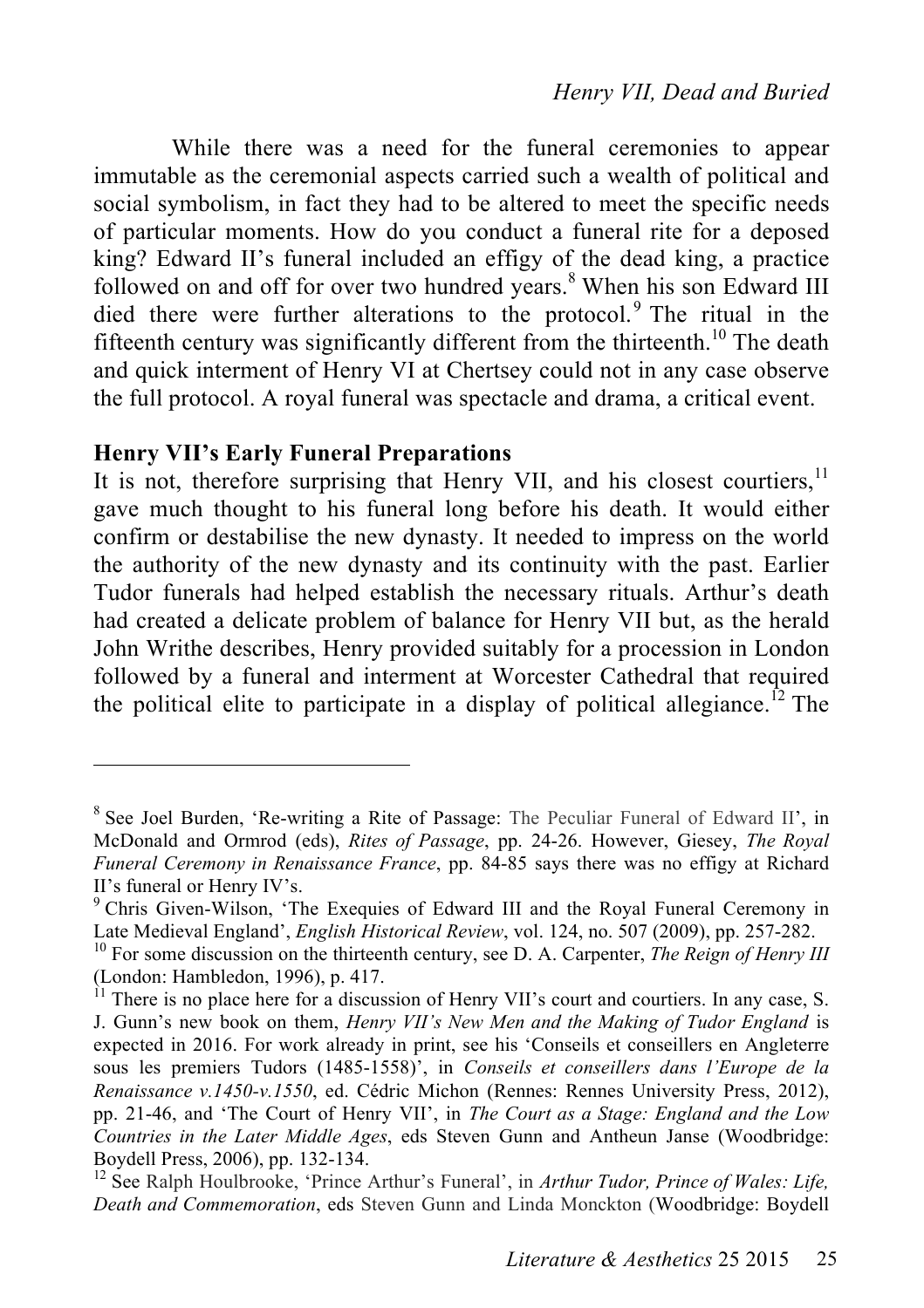While there was a need for the funeral ceremonies to appear immutable as the ceremonial aspects carried such a wealth of political and social symbolism, in fact they had to be altered to meet the specific needs of particular moments. How do you conduct a funeral rite for a deposed king? Edward II's funeral included an effigy of the dead king, a practice followed on and off for over two hundred years.[8] When his son Edward III died there were further alterations to the protocol.[9] The ritual in the fifteenth century was significantly different from the thirteenth.[10] The death and quick interment of Henry VI at Chertsey could not in any case observe the full protocol. A royal funeral was spectacle and drama, a critical event.

**Henry VII's Early Funeral Preparations**

It is not, therefore surprising that Henry VII, and his closest courtiers,[11] gave much thought to his funeral long before his death. It would either confirm or destabilise the new dynasty. It needed to impress on the world the authority of the new dynasty and its continuity with the past. Earlier Tudor funerals had helped establish the necessary rituals. Arthur's death had created a delicate problem of balance for Henry VII but, as the herald John Writhe describes, Henry provided suitably for a procession in London followed by a funeral and interment at Worcester Cathedral that required the political elite to participate in a display of political allegiance.[12] The

---

[8] See Joel Burden, 'Re-writing a Rite of Passage: The Peculiar Funeral of Edward II', in McDonald and Ormrod (eds), *Rites of Passage*, pp. 24-26. However, Giesey, *The Royal Funeral Ceremony in Renaissance France*, pp. 84-85 says there was no effigy at Richard II's funeral or Henry IV's.

[9] Chris Given-Wilson, 'The Exequies of Edward III and the Royal Funeral Ceremony in Late Medieval England', *English Historical Review*, vol. 124, no. 507 (2009), pp. 257-282.

[10] For some discussion on the thirteenth century, see D. A. Carpenter, *The Reign of Henry III* (London: Hambledon, 1996), p. 417.

[11] There is no place here for a discussion of Henry VII's court and courtiers. In any case, S. J. Gunn's new book on them, *Henry VII's New Men and the Making of Tudor England* is expected in 2016. For work already in print, see his 'Conseils et conseillers en Angleterre sous les premiers Tudors (1485-1558)', in *Conseils et conseillers dans l'Europe de la Renaissance v.1450-v.1550*, ed. Cédric Michon (Rennes: Rennes University Press, 2012), pp. 21-46, and 'The Court of Henry VII', in *The Court as a Stage: England and the Low Countries in the Later Middle Ages*, eds Steven Gunn and Antheun Janse (Woodbridge: Boydell Press, 2006), pp. 132-134.

[12] See Ralph Houlbrooke, 'Prince Arthur's Funeral', in *Arthur Tudor, Prince of Wales: Life, Death and Commemoration*, eds Steven Gunn and Linda Monckton (Woodbridge: Boydell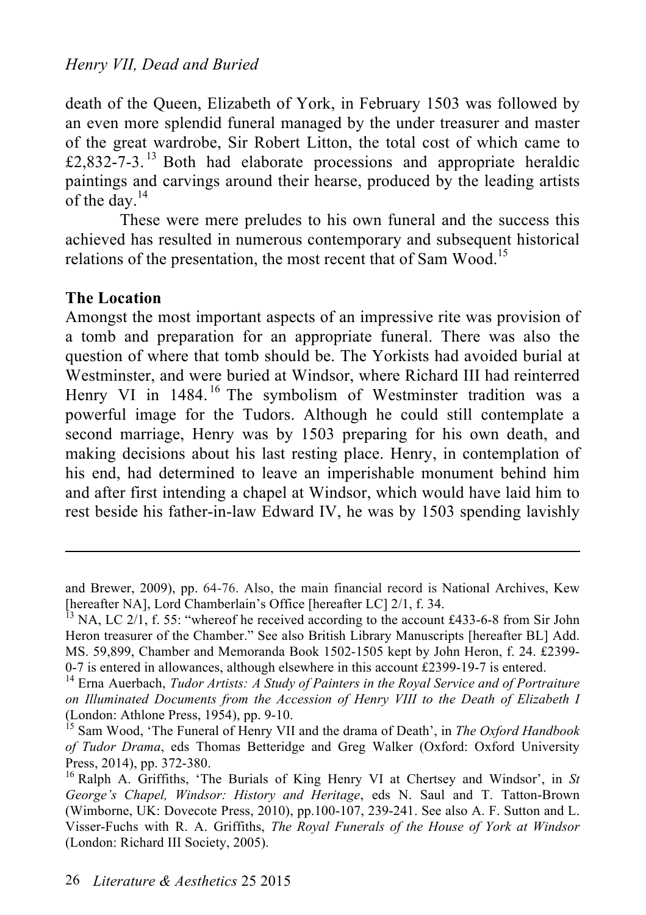death of the Queen, Elizabeth of York, in February 1503 was followed by an even more splendid funeral managed by the under treasurer and master of the great wardrobe, Sir Robert Litton, the total cost of which came to £2,832-7-3.[13] Both had elaborate processions and appropriate heraldic paintings and carvings around their hearse, produced by the leading artists of the day.[14]

These were mere preludes to his own funeral and the success this achieved has resulted in numerous contemporary and subsequent historical relations of the presentation, the most recent that of Sam Wood.[15]

**The Location**

Amongst the most important aspects of an impressive rite was provision of a tomb and preparation for an appropriate funeral. There was also the question of where that tomb should be. The Yorkists had avoided burial at Westminster, and were buried at Windsor, where Richard III had reinterred Henry VI in 1484.[16] The symbolism of Westminster tradition was a powerful image for the Tudors. Although he could still contemplate a second marriage, Henry was by 1503 preparing for his own death, and making decisions about his last resting place. Henry, in contemplation of his end, had determined to leave an imperishable monument behind him and after first intending a chapel at Windsor, which would have laid him to rest beside his father-in-law Edward IV, he was by 1503 spending lavishly

---

and Brewer, 2009), pp. 64-76. Also, the main financial record is National Archives, Kew [hereafter NA], Lord Chamberlain's Office [hereafter LC] 2/1, f. 34.

[13] NA, LC 2/1, f. 55: "whereof he received according to the account £433-6-8 from Sir John Heron treasurer of the Chamber." See also British Library Manuscripts [hereafter BL] Add. MS. 59,899, Chamber and Memoranda Book 1502-1505 kept by John Heron, f. 24. £2399-0-7 is entered in allowances, although elsewhere in this account £2399-19-7 is entered.

[14] Erna Auerbach, *Tudor Artists: A Study of Painters in the Royal Service and of Portraiture on Illuminated Documents from the Accession of Henry VIII to the Death of Elizabeth I* (London: Athlone Press, 1954), pp. 9-10.

[15] Sam Wood, 'The Funeral of Henry VII and the drama of Death', in *The Oxford Handbook of Tudor Drama*, eds Thomas Betteridge and Greg Walker (Oxford: Oxford University Press, 2014), pp. 372-380.

[16] Ralph A. Griffiths, 'The Burials of King Henry VI at Chertsey and Windsor', in *St George's Chapel, Windsor: History and Heritage*, eds N. Saul and T. Tatton-Brown (Wimborne, UK: Dovecote Press, 2010), pp.100-107, 239-241. See also A. F. Sutton and L. Visser-Fuchs with R. A. Griffiths, *The Royal Funerals of the House of York at Windsor* (London: Richard III Society, 2005).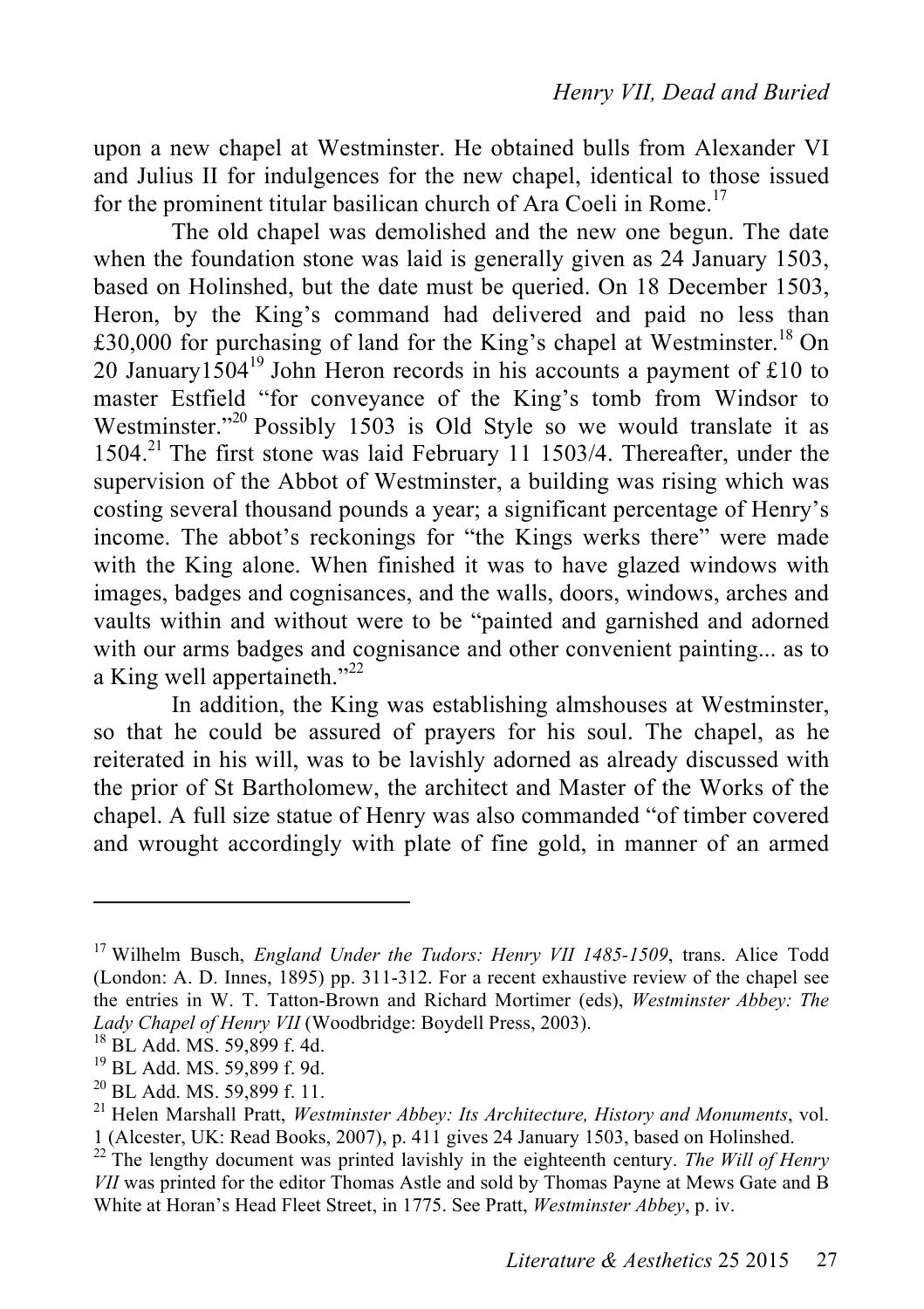upon a new chapel at Westminster. He obtained bulls from Alexander VI and Julius II for indulgences for the new chapel, identical to those issued for the prominent titular basilican church of Ara Coeli in Rome.[17]

The old chapel was demolished and the new one begun. The date when the foundation stone was laid is generally given as 24 January 1503, based on Holinshed, but the date must be queried. On 18 December 1503, Heron, by the King's command had delivered and paid no less than £30,000 for purchasing of land for the King's chapel at Westminster.[18] On 20 January1504[19] John Heron records in his accounts a payment of £10 to master Estfield "for conveyance of the King's tomb from Windsor to Westminster."[20] Possibly 1503 is Old Style so we would translate it as 1504.[21] The first stone was laid February 11 1503/4. Thereafter, under the supervision of the Abbot of Westminster, a building was rising which was costing several thousand pounds a year; a significant percentage of Henry's income. The abbot's reckonings for "the Kings werks there" were made with the King alone. When finished it was to have glazed windows with images, badges and cognisances, and the walls, doors, windows, arches and vaults within and without were to be "painted and garnished and adorned with our arms badges and cognisance and other convenient painting... as to a King well appertaineth."[22]

In addition, the King was establishing almshouses at Westminster, so that he could be assured of prayers for his soul. The chapel, as he reiterated in his will, was to be lavishly adorned as already discussed with the prior of St Bartholomew, the architect and Master of the Works of the chapel. A full size statue of Henry was also commanded "of timber covered and wrought accordingly with plate of fine gold, in manner of an armed

---

[17] Wilhelm Busch, *England Under the Tudors: Henry VII 1485-1509*, trans. Alice Todd (London: A. D. Innes, 1895) pp. 311-312. For a recent exhaustive review of the chapel see the entries in W. T. Tatton-Brown and Richard Mortimer (eds), *Westminster Abbey: The Lady Chapel of Henry VII* (Woodbridge: Boydell Press, 2003).

[18] BL Add. MS. 59,899 f. 4d.

[19] BL Add. MS. 59,899 f. 9d.

[20] BL Add. MS. 59,899 f. 11.

[21] Helen Marshall Pratt, *Westminster Abbey: Its Architecture, History and Monuments*, vol. 1 (Alcester, UK: Read Books, 2007), p. 411 gives 24 January 1503, based on Holinshed.

[22] The lengthy document was printed lavishly in the eighteenth century. *The Will of Henry VII* was printed for the editor Thomas Astle and sold by Thomas Payne at Mews Gate and B White at Horan's Head Fleet Street, in 1775. See Pratt, *Westminster Abbey*, p. iv.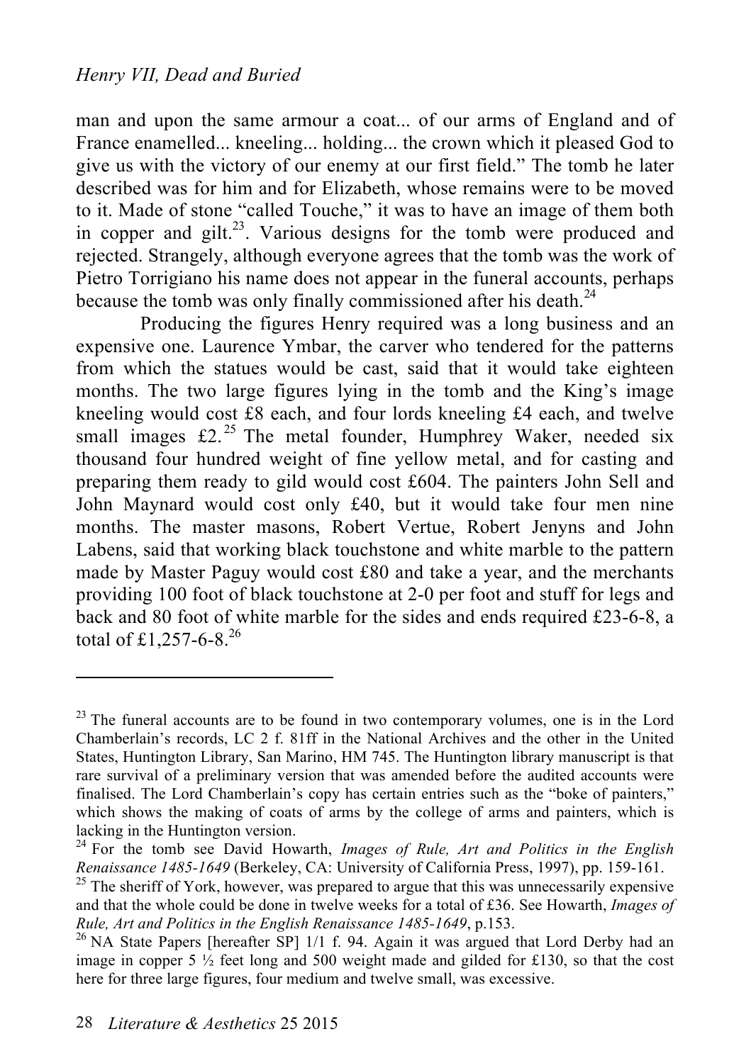man and upon the same armour a coat... of our arms of England and of France enamelled... kneeling... holding... the crown which it pleased God to give us with the victory of our enemy at our first field." The tomb he later described was for him and for Elizabeth, whose remains were to be moved to it. Made of stone "called Touche," it was to have an image of them both in copper and gilt.[23]. Various designs for the tomb were produced and rejected. Strangely, although everyone agrees that the tomb was the work of Pietro Torrigiano his name does not appear in the funeral accounts, perhaps because the tomb was only finally commissioned after his death.[24]

Producing the figures Henry required was a long business and an expensive one. Laurence Ymbar, the carver who tendered for the patterns from which the statues would be cast, said that it would take eighteen months. The two large figures lying in the tomb and the King's image kneeling would cost £8 each, and four lords kneeling £4 each, and twelve small images £2.[25] The metal founder, Humphrey Waker, needed six thousand four hundred weight of fine yellow metal, and for casting and preparing them ready to gild would cost £604. The painters John Sell and John Maynard would cost only £40, but it would take four men nine months. The master masons, Robert Vertue, Robert Jenyns and John Labens, said that working black touchstone and white marble to the pattern made by Master Paguy would cost £80 and take a year, and the merchants providing 100 foot of black touchstone at 2-0 per foot and stuff for legs and back and 80 foot of white marble for the sides and ends required £23-6-8, a total of £1,257-6-8.[26]

---

[23] The funeral accounts are to be found in two contemporary volumes, one is in the Lord Chamberlain's records, LC 2 f. 81ff in the National Archives and the other in the United States, Huntington Library, San Marino, HM 745. The Huntington library manuscript is that rare survival of a preliminary version that was amended before the audited accounts were finalised. The Lord Chamberlain's copy has certain entries such as the "boke of painters," which shows the making of coats of arms by the college of arms and painters, which is lacking in the Huntington version.

[24] For the tomb see David Howarth, *Images of Rule, Art and Politics in the English Renaissance 1485-1649* (Berkeley, CA: University of California Press, 1997), pp. 159-161.

[25] The sheriff of York, however, was prepared to argue that this was unnecessarily expensive and that the whole could be done in twelve weeks for a total of £36. See Howarth, *Images of Rule, Art and Politics in the English Renaissance 1485-1649*, p.153.

[26] NA State Papers [hereafter SP] 1/1 f. 94. Again it was argued that Lord Derby had an image in copper 5 ½ feet long and 500 weight made and gilded for £130, so that the cost here for three large figures, four medium and twelve small, was excessive.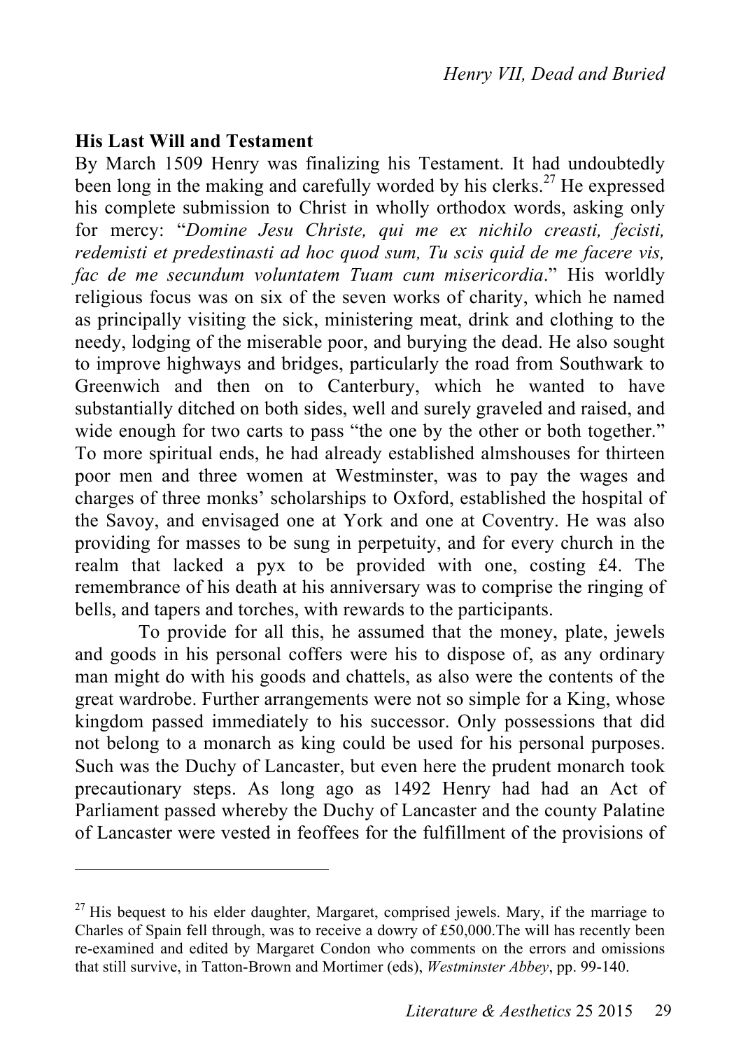### His Last Will and Testament

By March 1509 Henry was finalizing his Testament. It had undoubtedly been long in the making and carefully worded by his clerks.[27] He expressed his complete submission to Christ in wholly orthodox words, asking only for mercy: "*Domine Jesu Christe, qui me ex nichilo creasti, fecisti, redemisti et predestinasti ad hoc quod sum, Tu scis quid de me facere vis, fac de me secundum voluntatem Tuam cum misericordia*." His worldly religious focus was on six of the seven works of charity, which he named as principally visiting the sick, ministering meat, drink and clothing to the needy, lodging of the miserable poor, and burying the dead. He also sought to improve highways and bridges, particularly the road from Southwark to Greenwich and then on to Canterbury, which he wanted to have substantially ditched on both sides, well and surely graveled and raised, and wide enough for two carts to pass "the one by the other or both together." To more spiritual ends, he had already established almshouses for thirteen poor men and three women at Westminster, was to pay the wages and charges of three monks' scholarships to Oxford, established the hospital of the Savoy, and envisaged one at York and one at Coventry. He was also providing for masses to be sung in perpetuity, and for every church in the realm that lacked a pyx to be provided with one, costing £4. The remembrance of his death at his anniversary was to comprise the ringing of bells, and tapers and torches, with rewards to the participants.

To provide for all this, he assumed that the money, plate, jewels and goods in his personal coffers were his to dispose of, as any ordinary man might do with his goods and chattels, as also were the contents of the great wardrobe. Further arrangements were not so simple for a King, whose kingdom passed immediately to his successor. Only possessions that did not belong to a monarch as king could be used for his personal purposes. Such was the Duchy of Lancaster, but even here the prudent monarch took precautionary steps. As long ago as 1492 Henry had had an Act of Parliament passed whereby the Duchy of Lancaster and the county Palatine of Lancaster were vested in feoffees for the fulfillment of the provisions of

---

[27] His bequest to his elder daughter, Margaret, comprised jewels. Mary, if the marriage to Charles of Spain fell through, was to receive a dowry of £50,000.The will has recently been re-examined and edited by Margaret Condon who comments on the errors and omissions that still survive, in Tatton-Brown and Mortimer (eds), *Westminster Abbey*, pp. 99-140.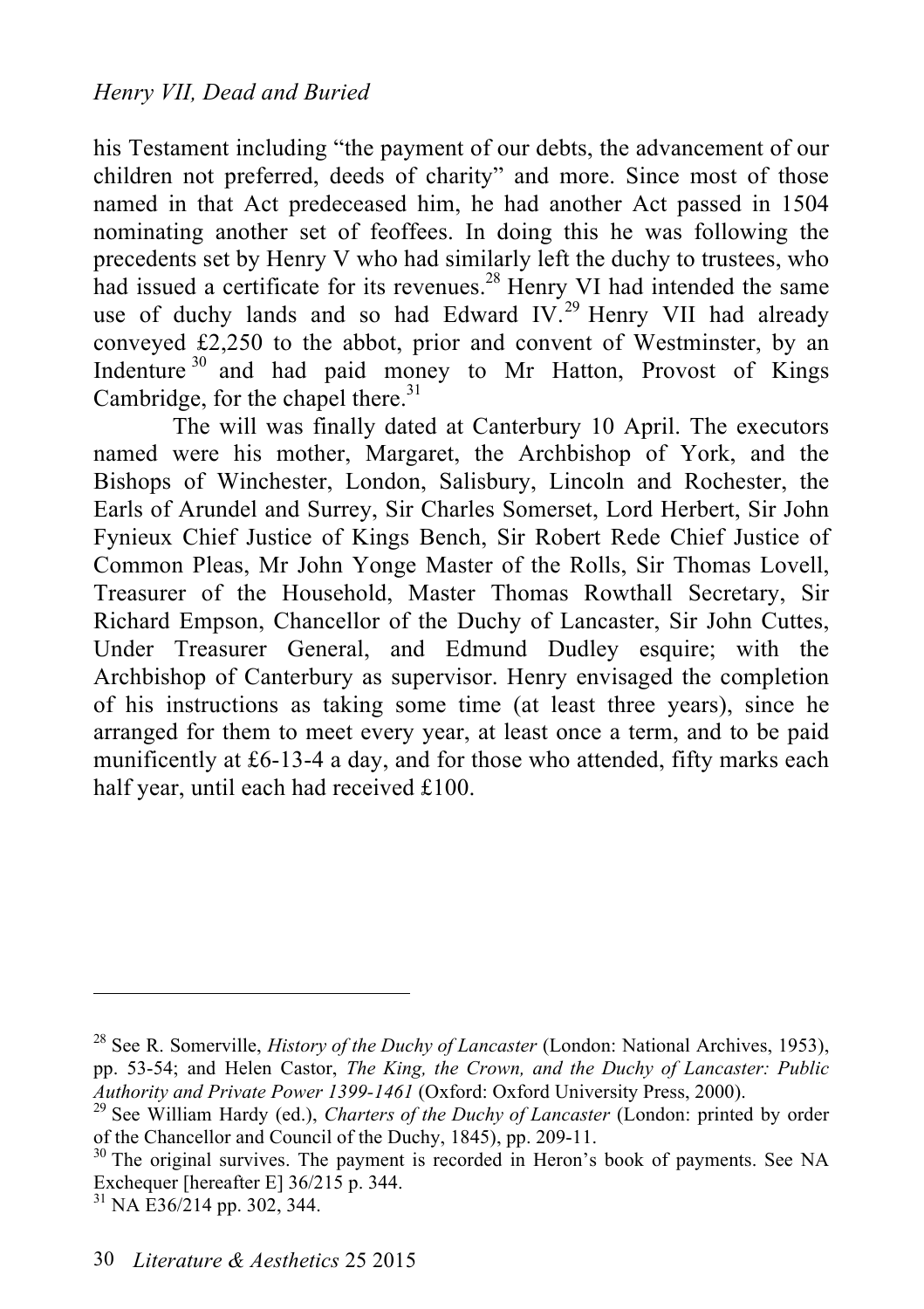his Testament including "the payment of our debts, the advancement of our children not preferred, deeds of charity" and more. Since most of those named in that Act predeceased him, he had another Act passed in 1504 nominating another set of feoffees. In doing this he was following the precedents set by Henry V who had similarly left the duchy to trustees, who had issued a certificate for its revenues.[28] Henry VI had intended the same use of duchy lands and so had Edward IV.[29] Henry VII had already conveyed £2,250 to the abbot, prior and convent of Westminster, by an Indenture[30] and had paid money to Mr Hatton, Provost of Kings Cambridge, for the chapel there.[31]

The will was finally dated at Canterbury 10 April. The executors named were his mother, Margaret, the Archbishop of York, and the Bishops of Winchester, London, Salisbury, Lincoln and Rochester, the Earls of Arundel and Surrey, Sir Charles Somerset, Lord Herbert, Sir John Fynieux Chief Justice of Kings Bench, Sir Robert Rede Chief Justice of Common Pleas, Mr John Yonge Master of the Rolls, Sir Thomas Lovell, Treasurer of the Household, Master Thomas Rowthall Secretary, Sir Richard Empson, Chancellor of the Duchy of Lancaster, Sir John Cuttes, Under Treasurer General, and Edmund Dudley esquire; with the Archbishop of Canterbury as supervisor. Henry envisaged the completion of his instructions as taking some time (at least three years), since he arranged for them to meet every year, at least once a term, and to be paid munificently at £6-13-4 a day, and for those who attended, fifty marks each half year, until each had received £100.

---

[28] See R. Somerville, *History of the Duchy of Lancaster* (London: National Archives, 1953), pp. 53-54; and Helen Castor, *The King, the Crown, and the Duchy of Lancaster: Public Authority and Private Power 1399-1461* (Oxford: Oxford University Press, 2000).

[29] See William Hardy (ed.), *Charters of the Duchy of Lancaster* (London: printed by order of the Chancellor and Council of the Duchy, 1845), pp. 209-11.

[30] The original survives. The payment is recorded in Heron's book of payments. See NA Exchequer [hereafter E] 36/215 p. 344.

[31] NA E36/214 pp. 302, 344.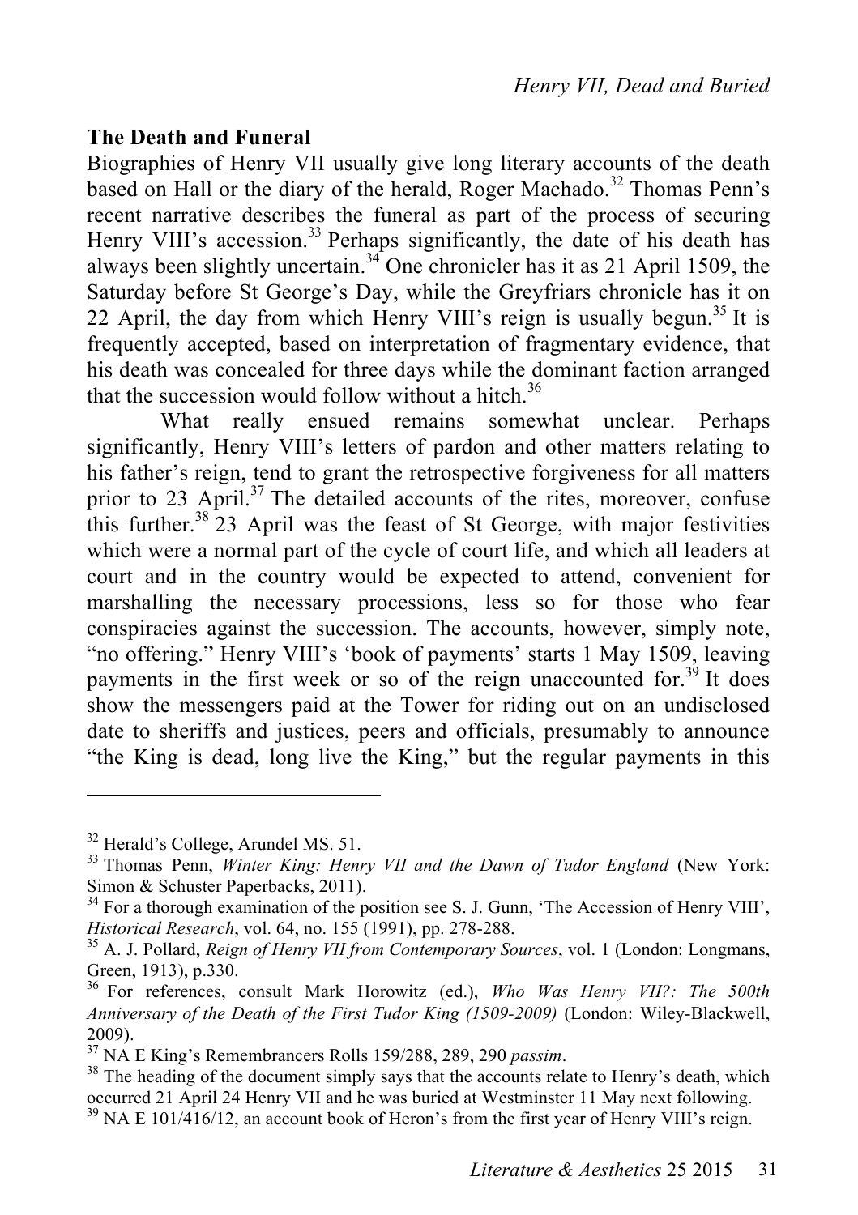## The Death and Funeral

Biographies of Henry VII usually give long literary accounts of the death based on Hall or the diary of the herald, Roger Machado.[32] Thomas Penn's recent narrative describes the funeral as part of the process of securing Henry VIII's accession.[33] Perhaps significantly, the date of his death has always been slightly uncertain.[34] One chronicler has it as 21 April 1509, the Saturday before St George's Day, while the Greyfriars chronicle has it on 22 April, the day from which Henry VIII's reign is usually begun.[35] It is frequently accepted, based on interpretation of fragmentary evidence, that his death was concealed for three days while the dominant faction arranged that the succession would follow without a hitch.[36]

What really ensued remains somewhat unclear. Perhaps significantly, Henry VIII's letters of pardon and other matters relating to his father's reign, tend to grant the retrospective forgiveness for all matters prior to 23 April.[37] The detailed accounts of the rites, moreover, confuse this further.[38] 23 April was the feast of St George, with major festivities which were a normal part of the cycle of court life, and which all leaders at court and in the country would be expected to attend, convenient for marshalling the necessary processions, less so for those who fear conspiracies against the succession. The accounts, however, simply note, "no offering." Henry VIII's 'book of payments' starts 1 May 1509, leaving payments in the first week or so of the reign unaccounted for.[39] It does show the messengers paid at the Tower for riding out on an undisclosed date to sheriffs and justices, peers and officials, presumably to announce "the King is dead, long live the King," but the regular payments in this

---

[32] Herald's College, Arundel MS. 51.

[33] Thomas Penn, *Winter King: Henry VII and the Dawn of Tudor England* (New York: Simon & Schuster Paperbacks, 2011).

[34] For a thorough examination of the position see S. J. Gunn, 'The Accession of Henry VIII', *Historical Research*, vol. 64, no. 155 (1991), pp. 278-288.

[35] A. J. Pollard, *Reign of Henry VII from Contemporary Sources*, vol. 1 (London: Longmans, Green, 1913), p.330.

[36] For references, consult Mark Horowitz (ed.), *Who Was Henry VII?: The 500th Anniversary of the Death of the First Tudor King (1509-2009)* (London: Wiley-Blackwell, 2009).

[37] NA E King's Remembrancers Rolls 159/288, 289, 290 *passim*.

[38] The heading of the document simply says that the accounts relate to Henry's death, which occurred 21 April 24 Henry VII and he was buried at Westminster 11 May next following.

[39] NA E 101/416/12, an account book of Heron's from the first year of Henry VIII's reign.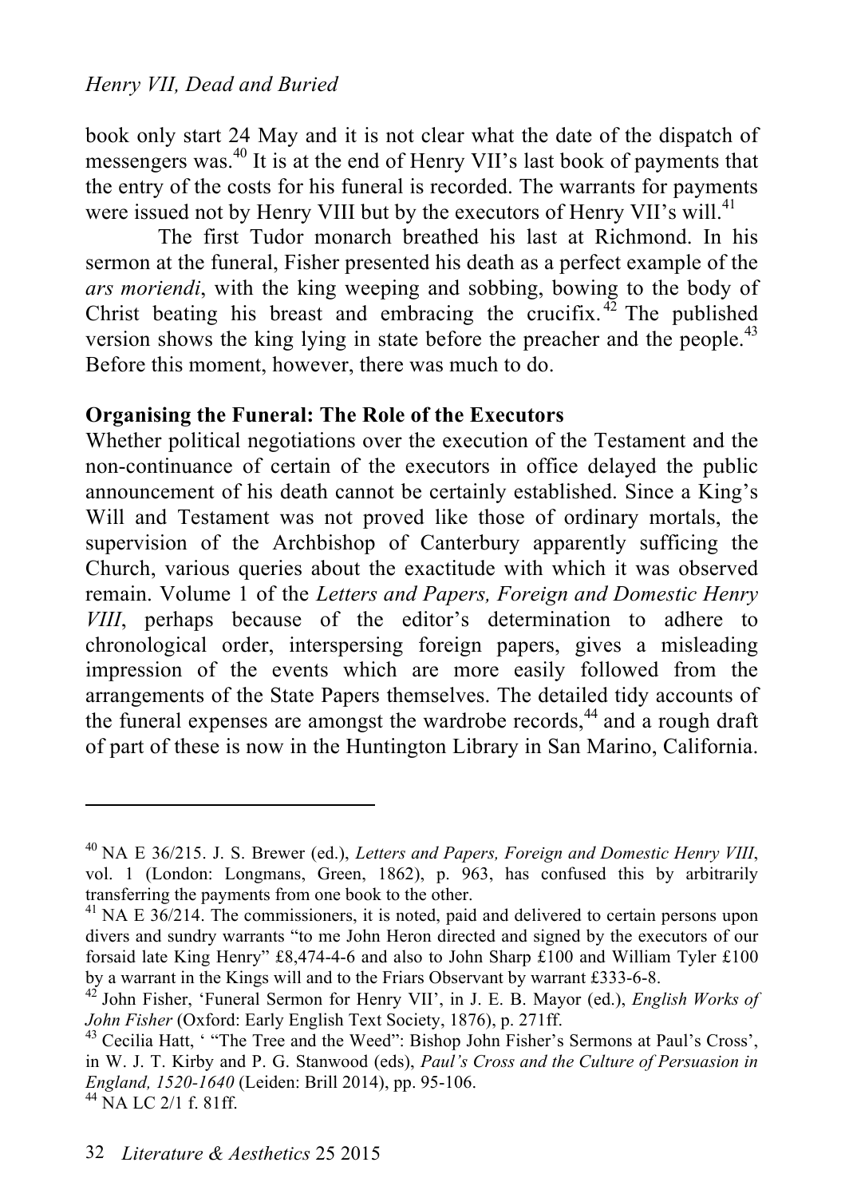book only start 24 May and it is not clear what the date of the dispatch of messengers was.[40] It is at the end of Henry VII's last book of payments that the entry of the costs for his funeral is recorded. The warrants for payments were issued not by Henry VIII but by the executors of Henry VII's will.[41]

The first Tudor monarch breathed his last at Richmond. In his sermon at the funeral, Fisher presented his death as a perfect example of the *ars moriendi*, with the king weeping and sobbing, bowing to the body of Christ beating his breast and embracing the crucifix.[42] The published version shows the king lying in state before the preacher and the people.[43] Before this moment, however, there was much to do.

**Organising the Funeral: The Role of the Executors**

Whether political negotiations over the execution of the Testament and the non-continuance of certain of the executors in office delayed the public announcement of his death cannot be certainly established. Since a King's Will and Testament was not proved like those of ordinary mortals, the supervision of the Archbishop of Canterbury apparently sufficing the Church, various queries about the exactitude with which it was observed remain. Volume 1 of the *Letters and Papers, Foreign and Domestic Henry VIII*, perhaps because of the editor's determination to adhere to chronological order, interspersing foreign papers, gives a misleading impression of the events which are more easily followed from the arrangements of the State Papers themselves. The detailed tidy accounts of the funeral expenses are amongst the wardrobe records,[44] and a rough draft of part of these is now in the Huntington Library in San Marino, California.

---

[40] NA E 36/215. J. S. Brewer (ed.), *Letters and Papers, Foreign and Domestic Henry VIII*, vol. 1 (London: Longmans, Green, 1862), p. 963, has confused this by arbitrarily transferring the payments from one book to the other.

[41] NA E 36/214. The commissioners, it is noted, paid and delivered to certain persons upon divers and sundry warrants "to me John Heron directed and signed by the executors of our forsaid late King Henry" £8,474-4-6 and also to John Sharp £100 and William Tyler £100 by a warrant in the Kings will and to the Friars Observant by warrant £333-6-8.

[42] John Fisher, 'Funeral Sermon for Henry VII', in J. E. B. Mayor (ed.), *English Works of John Fisher* (Oxford: Early English Text Society, 1876), p. 271ff.

[43] Cecilia Hatt, ' "The Tree and the Weed": Bishop John Fisher's Sermons at Paul's Cross', in W. J. T. Kirby and P. G. Stanwood (eds), *Paul's Cross and the Culture of Persuasion in England, 1520-1640* (Leiden: Brill 2014), pp. 95-106.

[44] NA LC 2/1 f. 81ff.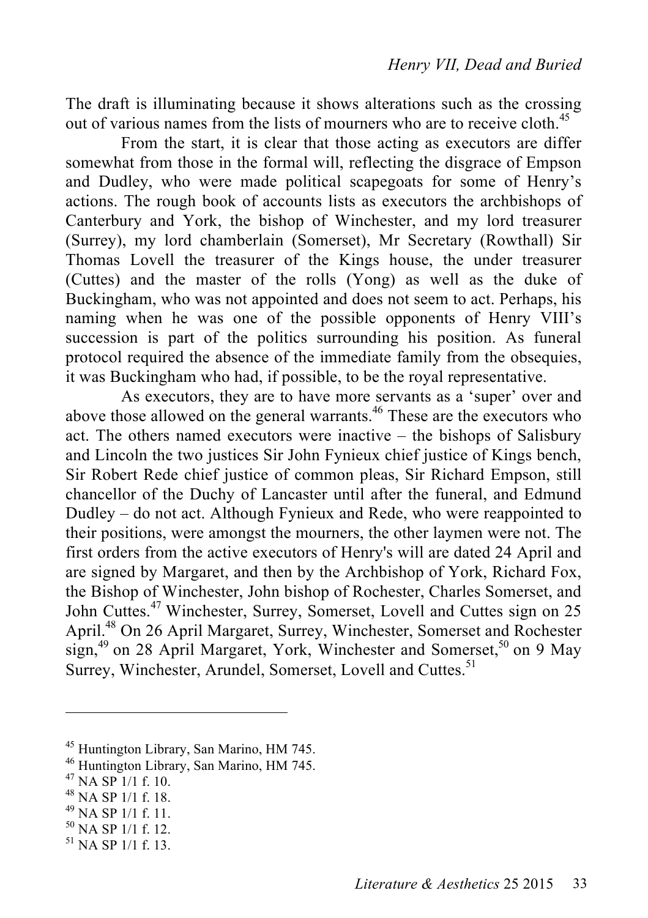The draft is illuminating because it shows alterations such as the crossing out of various names from the lists of mourners who are to receive cloth.[45]

From the start, it is clear that those acting as executors are differ somewhat from those in the formal will, reflecting the disgrace of Empson and Dudley, who were made political scapegoats for some of Henry's actions. The rough book of accounts lists as executors the archbishops of Canterbury and York, the bishop of Winchester, and my lord treasurer (Surrey), my lord chamberlain (Somerset), Mr Secretary (Rowthall) Sir Thomas Lovell the treasurer of the Kings house, the under treasurer (Cuttes) and the master of the rolls (Yong) as well as the duke of Buckingham, who was not appointed and does not seem to act. Perhaps, his naming when he was one of the possible opponents of Henry VIII's succession is part of the politics surrounding his position. As funeral protocol required the absence of the immediate family from the obsequies, it was Buckingham who had, if possible, to be the royal representative.

As executors, they are to have more servants as a 'super' over and above those allowed on the general warrants.[46] These are the executors who act. The others named executors were inactive – the bishops of Salisbury and Lincoln the two justices Sir John Fynieux chief justice of Kings bench, Sir Robert Rede chief justice of common pleas, Sir Richard Empson, still chancellor of the Duchy of Lancaster until after the funeral, and Edmund Dudley – do not act. Although Fynieux and Rede, who were reappointed to their positions, were amongst the mourners, the other laymen were not. The first orders from the active executors of Henry's will are dated 24 April and are signed by Margaret, and then by the Archbishop of York, Richard Fox, the Bishop of Winchester, John bishop of Rochester, Charles Somerset, and John Cuttes.[47] Winchester, Surrey, Somerset, Lovell and Cuttes sign on 25 April.[48] On 26 April Margaret, Surrey, Winchester, Somerset and Rochester sign,[49] on 28 April Margaret, York, Winchester and Somerset,[50] on 9 May Surrey, Winchester, Arundel, Somerset, Lovell and Cuttes.[51]

---

[45] Huntington Library, San Marino, HM 745.
[46] Huntington Library, San Marino, HM 745.
[47] NA SP 1/1 f. 10.
[48] NA SP 1/1 f. 18.
[49] NA SP 1/1 f. 11.
[50] NA SP 1/1 f. 12.
[51] NA SP 1/1 f. 13.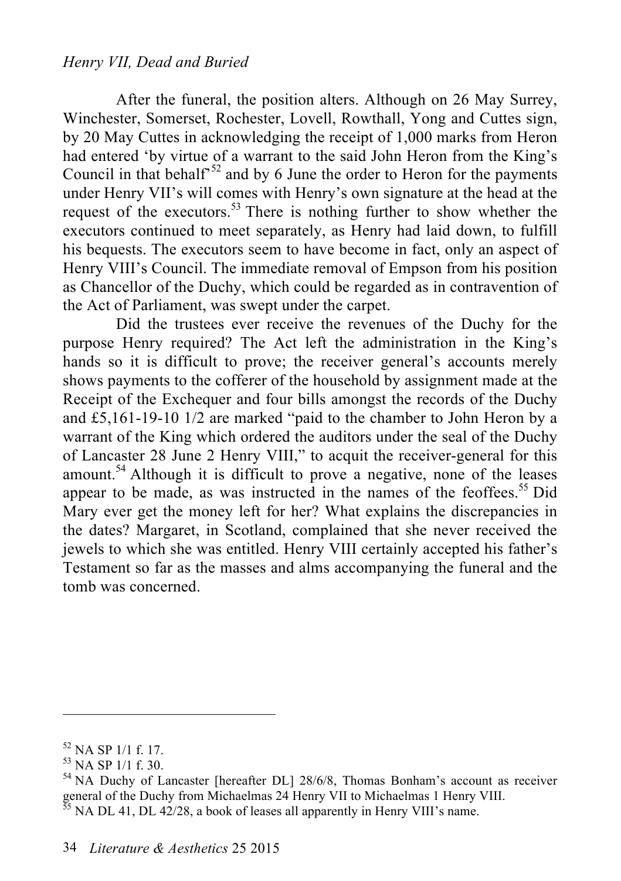After the funeral, the position alters. Although on 26 May Surrey, Winchester, Somerset, Rochester, Lovell, Rowthall, Yong and Cuttes sign, by 20 May Cuttes in acknowledging the receipt of 1,000 marks from Heron had entered 'by virtue of a warrant to the said John Heron from the King's Council in that behalf'[52] and by 6 June the order to Heron for the payments under Henry VII's will comes with Henry's own signature at the head at the request of the executors.[53] There is nothing further to show whether the executors continued to meet separately, as Henry had laid down, to fulfill his bequests. The executors seem to have become in fact, only an aspect of Henry VIII's Council. The immediate removal of Empson from his position as Chancellor of the Duchy, which could be regarded as in contravention of the Act of Parliament, was swept under the carpet.

Did the trustees ever receive the revenues of the Duchy for the purpose Henry required? The Act left the administration in the King's hands so it is difficult to prove; the receiver general's accounts merely shows payments to the cofferer of the household by assignment made at the Receipt of the Exchequer and four bills amongst the records of the Duchy and £5,161-19-10 1/2 are marked "paid to the chamber to John Heron by a warrant of the King which ordered the auditors under the seal of the Duchy of Lancaster 28 June 2 Henry VIII," to acquit the receiver-general for this amount.[54] Although it is difficult to prove a negative, none of the leases appear to be made, as was instructed in the names of the feoffees.[55] Did Mary ever get the money left for her? What explains the discrepancies in the dates? Margaret, in Scotland, complained that she never received the jewels to which she was entitled. Henry VIII certainly accepted his father's Testament so far as the masses and alms accompanying the funeral and the tomb was concerned.

---

[52] NA SP 1/1 f. 17.

[53] NA SP 1/1 f. 30.

[54] NA Duchy of Lancaster [hereafter DL] 28/6/8, Thomas Bonham's account as receiver general of the Duchy from Michaelmas 24 Henry VII to Michaelmas 1 Henry VIII.

[55] NA DL 41, DL 42/28, a book of leases all apparently in Henry VIII's name.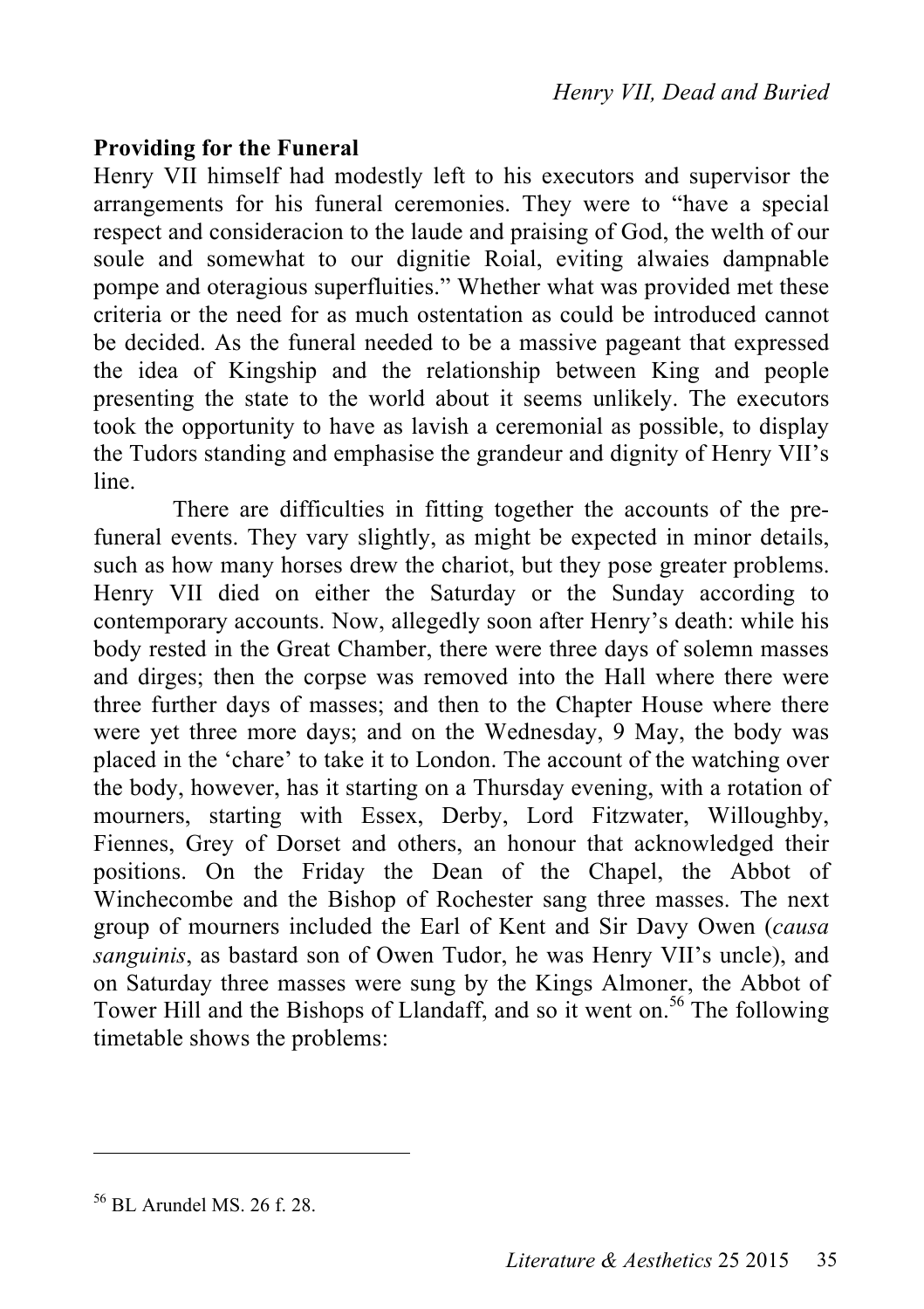## Providing for the Funeral

Henry VII himself had modestly left to his executors and supervisor the arrangements for his funeral ceremonies. They were to "have a special respect and consideracion to the laude and praising of God, the welth of our soule and somewhat to our dignitie Roial, eviting alwaies dampnable pompe and oteragious superfluities." Whether what was provided met these criteria or the need for as much ostentation as could be introduced cannot be decided. As the funeral needed to be a massive pageant that expressed the idea of Kingship and the relationship between King and people presenting the state to the world about it seems unlikely. The executors took the opportunity to have as lavish a ceremonial as possible, to display the Tudors standing and emphasise the grandeur and dignity of Henry VII's line.

There are difficulties in fitting together the accounts of the pre-funeral events. They vary slightly, as might be expected in minor details, such as how many horses drew the chariot, but they pose greater problems. Henry VII died on either the Saturday or the Sunday according to contemporary accounts. Now, allegedly soon after Henry's death: while his body rested in the Great Chamber, there were three days of solemn masses and dirges; then the corpse was removed into the Hall where there were three further days of masses; and then to the Chapter House where there were yet three more days; and on the Wednesday, 9 May, the body was placed in the 'chare' to take it to London. The account of the watching over the body, however, has it starting on a Thursday evening, with a rotation of mourners, starting with Essex, Derby, Lord Fitzwater, Willoughby, Fiennes, Grey of Dorset and others, an honour that acknowledged their positions. On the Friday the Dean of the Chapel, the Abbot of Winchecombe and the Bishop of Rochester sang three masses. The next group of mourners included the Earl of Kent and Sir Davy Owen (*causa sanguinis*, as bastard son of Owen Tudor, he was Henry VII's uncle), and on Saturday three masses were sung by the Kings Almoner, the Abbot of Tower Hill and the Bishops of Llandaff, and so it went on.[56] The following timetable shows the problems:

---

[56] BL Arundel MS. 26 f. 28.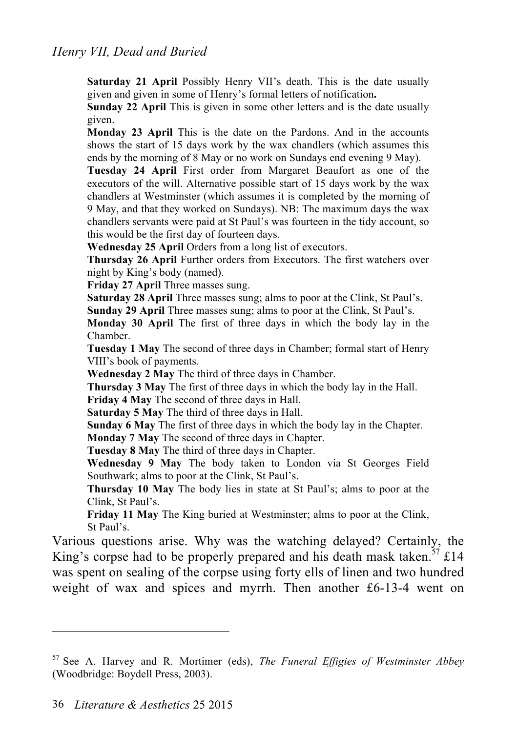**Saturday 21 April** Possibly Henry VII's death. This is the date usually given and given in some of Henry's formal letters of notification**.**

**Sunday 22 April** This is given in some other letters and is the date usually given.

**Monday 23 April** This is the date on the Pardons. And in the accounts shows the start of 15 days work by the wax chandlers (which assumes this ends by the morning of 8 May or no work on Sundays end evening 9 May).

**Tuesday 24 April** First order from Margaret Beaufort as one of the executors of the will. Alternative possible start of 15 days work by the wax chandlers at Westminster (which assumes it is completed by the morning of 9 May, and that they worked on Sundays). NB: The maximum days the wax chandlers servants were paid at St Paul's was fourteen in the tidy account, so this would be the first day of fourteen days.

**Wednesday 25 April** Orders from a long list of executors.

**Thursday 26 April** Further orders from Executors. The first watchers over night by King's body (named).

**Friday 27 April** Three masses sung.

**Saturday 28 April** Three masses sung; alms to poor at the Clink, St Paul's.

**Sunday 29 April** Three masses sung; alms to poor at the Clink, St Paul's.

**Monday 30 April** The first of three days in which the body lay in the Chamber.

**Tuesday 1 May** The second of three days in Chamber; formal start of Henry VIII's book of payments.

**Wednesday 2 May** The third of three days in Chamber.

**Thursday 3 May** The first of three days in which the body lay in the Hall.

**Friday 4 May** The second of three days in Hall.

**Saturday 5 May** The third of three days in Hall.

**Sunday 6 May** The first of three days in which the body lay in the Chapter.

**Monday 7 May** The second of three days in Chapter.

**Tuesday 8 May** The third of three days in Chapter.

**Wednesday 9 May** The body taken to London via St Georges Field Southwark; alms to poor at the Clink, St Paul's.

**Thursday 10 May** The body lies in state at St Paul's; alms to poor at the Clink, St Paul's.

**Friday 11 May** The King buried at Westminster; alms to poor at the Clink, St Paul's.

Various questions arise. Why was the watching delayed? Certainly, the King's corpse had to be properly prepared and his death mask taken.[57] £14 was spent on sealing of the corpse using forty ells of linen and two hundred weight of wax and spices and myrrh. Then another £6-13-4 went on

---

[57] See A. Harvey and R. Mortimer (eds), *The Funeral Effigies of Westminster Abbey* (Woodbridge: Boydell Press, 2003).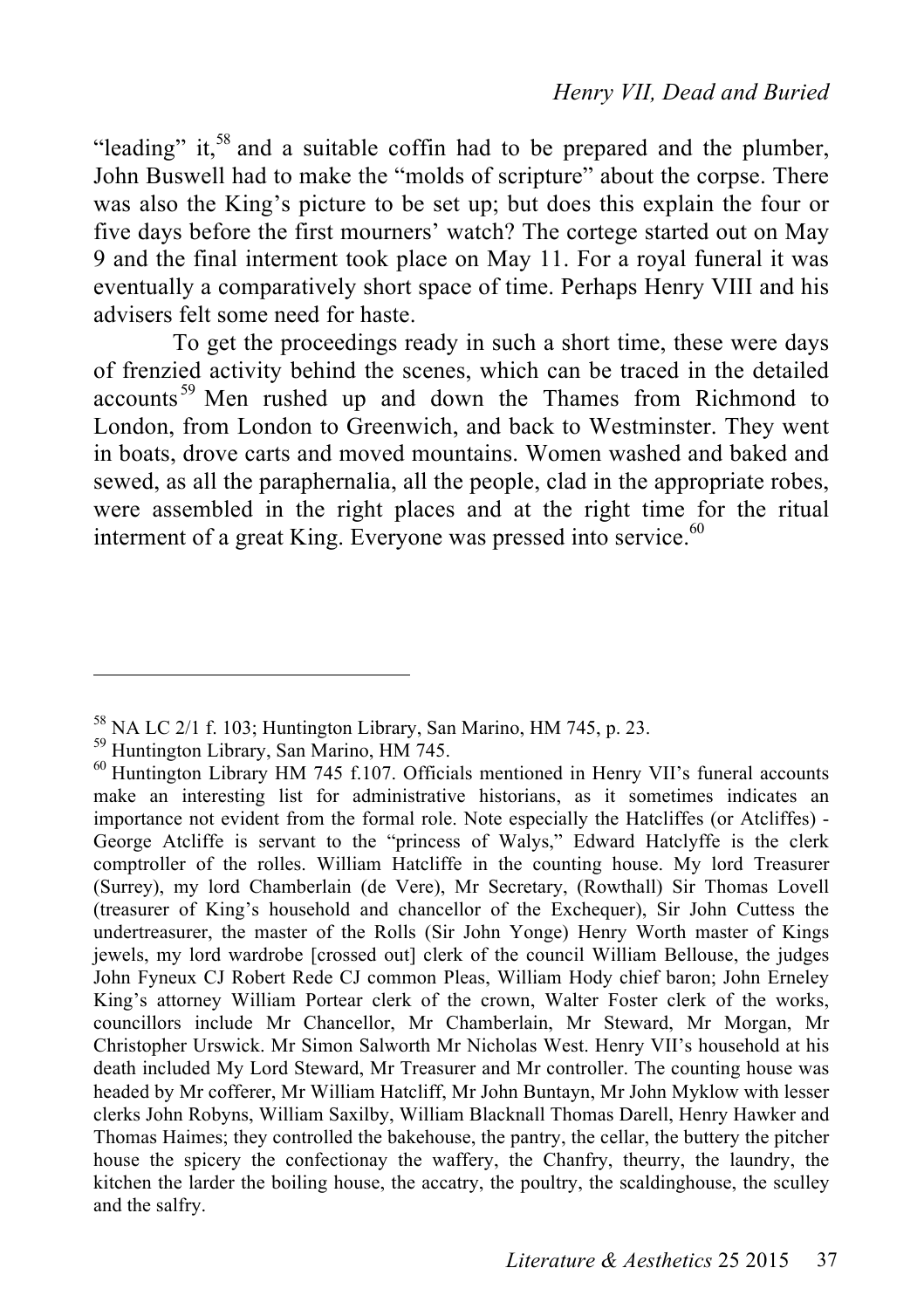"leading" it,[58] and a suitable coffin had to be prepared and the plumber, John Buswell had to make the "molds of scripture" about the corpse. There was also the King's picture to be set up; but does this explain the four or five days before the first mourners' watch? The cortege started out on May 9 and the final interment took place on May 11. For a royal funeral it was eventually a comparatively short space of time. Perhaps Henry VIII and his advisers felt some need for haste.

To get the proceedings ready in such a short time, these were days of frenzied activity behind the scenes, which can be traced in the detailed accounts[59] Men rushed up and down the Thames from Richmond to London, from London to Greenwich, and back to Westminster. They went in boats, drove carts and moved mountains. Women washed and baked and sewed, as all the paraphernalia, all the people, clad in the appropriate robes, were assembled in the right places and at the right time for the ritual interment of a great King. Everyone was pressed into service.[60]

---

[58] NA LC 2/1 f. 103; Huntington Library, San Marino, HM 745, p. 23.

[59] Huntington Library, San Marino, HM 745.

[60] Huntington Library HM 745 f.107. Officials mentioned in Henry VII's funeral accounts make an interesting list for administrative historians, as it sometimes indicates an importance not evident from the formal role. Note especially the Hatcliffes (or Atcliffes) - George Atcliffe is servant to the "princess of Walys," Edward Hatclyffe is the clerk comptroller of the rolles. William Hatcliffe in the counting house. My lord Treasurer (Surrey), my lord Chamberlain (de Vere), Mr Secretary, (Rowthall) Sir Thomas Lovell (treasurer of King's household and chancellor of the Exchequer), Sir John Cuttess the undertreasurer, the master of the Rolls (Sir John Yonge) Henry Worth master of Kings jewels, my lord wardrobe [crossed out] clerk of the council William Bellouse, the judges John Fyneux CJ Robert Rede CJ common Pleas, William Hody chief baron; John Erneley King's attorney William Portear clerk of the crown, Walter Foster clerk of the works, councillors include Mr Chancellor, Mr Chamberlain, Mr Steward, Mr Morgan, Mr Christopher Urswick. Mr Simon Salworth Mr Nicholas West. Henry VII's household at his death included My Lord Steward, Mr Treasurer and Mr controller. The counting house was headed by Mr cofferer, Mr William Hatcliff, Mr John Buntayn, Mr John Myklow with lesser clerks John Robyns, William Saxilby, William Blacknall Thomas Darell, Henry Hawker and Thomas Haimes; they controlled the bakehouse, the pantry, the cellar, the buttery the pitcher house the spicery the confectionay the waffery, the Chanfry, theurry, the laundry, the kitchen the larder the boiling house, the accatry, the poultry, the scaldinghouse, the sculley and the salfry.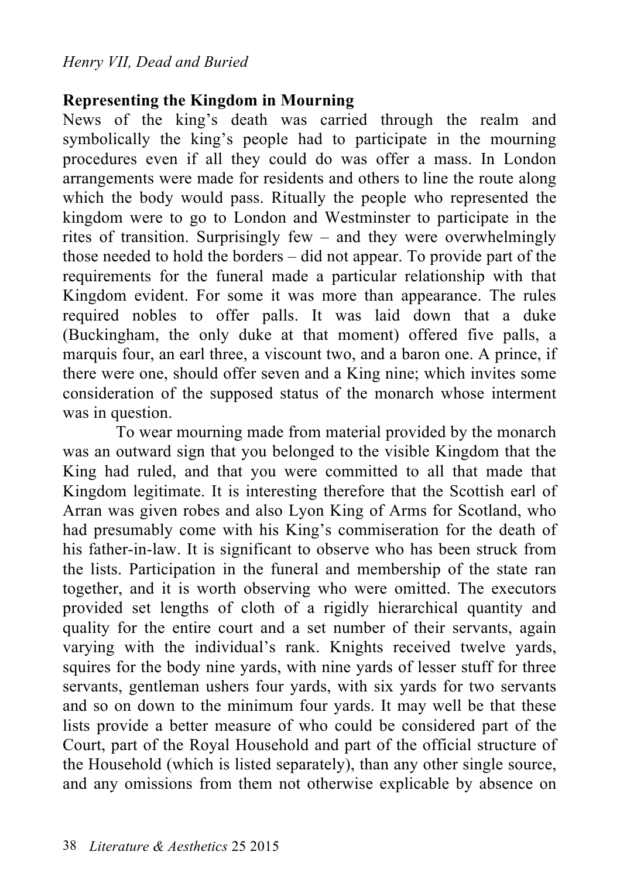## Representing the Kingdom in Mourning

News of the king's death was carried through the realm and symbolically the king's people had to participate in the mourning procedures even if all they could do was offer a mass. In London arrangements were made for residents and others to line the route along which the body would pass. Ritually the people who represented the kingdom were to go to London and Westminster to participate in the rites of transition. Surprisingly few – and they were overwhelmingly those needed to hold the borders – did not appear. To provide part of the requirements for the funeral made a particular relationship with that Kingdom evident. For some it was more than appearance. The rules required nobles to offer palls. It was laid down that a duke (Buckingham, the only duke at that moment) offered five palls, a marquis four, an earl three, a viscount two, and a baron one. A prince, if there were one, should offer seven and a King nine; which invites some consideration of the supposed status of the monarch whose interment was in question.

To wear mourning made from material provided by the monarch was an outward sign that you belonged to the visible Kingdom that the King had ruled, and that you were committed to all that made that Kingdom legitimate. It is interesting therefore that the Scottish earl of Arran was given robes and also Lyon King of Arms for Scotland, who had presumably come with his King's commiseration for the death of his father-in-law. It is significant to observe who has been struck from the lists. Participation in the funeral and membership of the state ran together, and it is worth observing who were omitted. The executors provided set lengths of cloth of a rigidly hierarchical quantity and quality for the entire court and a set number of their servants, again varying with the individual's rank. Knights received twelve yards, squires for the body nine yards, with nine yards of lesser stuff for three servants, gentleman ushers four yards, with six yards for two servants and so on down to the minimum four yards. It may well be that these lists provide a better measure of who could be considered part of the Court, part of the Royal Household and part of the official structure of the Household (which is listed separately), than any other single source, and any omissions from them not otherwise explicable by absence on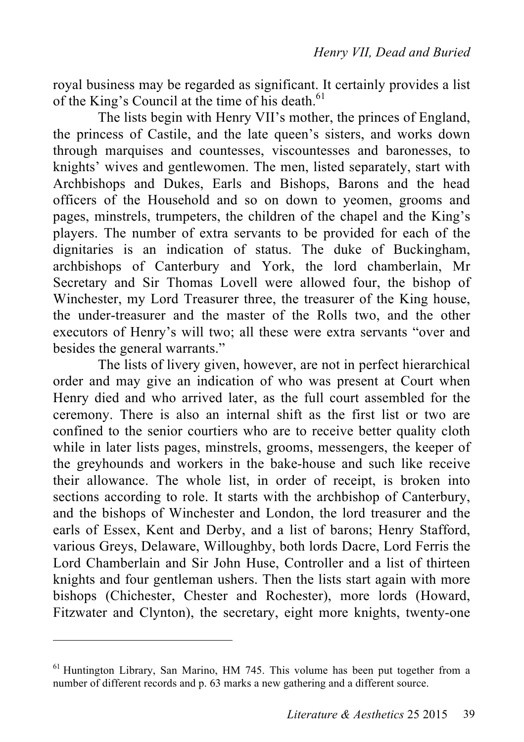royal business may be regarded as significant. It certainly provides a list of the King's Council at the time of his death.[61]

The lists begin with Henry VII's mother, the princes of England, the princess of Castile, and the late queen's sisters, and works down through marquises and countesses, viscountesses and baronesses, to knights' wives and gentlewomen. The men, listed separately, start with Archbishops and Dukes, Earls and Bishops, Barons and the head officers of the Household and so on down to yeomen, grooms and pages, minstrels, trumpeters, the children of the chapel and the King's players. The number of extra servants to be provided for each of the dignitaries is an indication of status. The duke of Buckingham, archbishops of Canterbury and York, the lord chamberlain, Mr Secretary and Sir Thomas Lovell were allowed four, the bishop of Winchester, my Lord Treasurer three, the treasurer of the King house, the under-treasurer and the master of the Rolls two, and the other executors of Henry's will two; all these were extra servants "over and besides the general warrants."

The lists of livery given, however, are not in perfect hierarchical order and may give an indication of who was present at Court when Henry died and who arrived later, as the full court assembled for the ceremony. There is also an internal shift as the first list or two are confined to the senior courtiers who are to receive better quality cloth while in later lists pages, minstrels, grooms, messengers, the keeper of the greyhounds and workers in the bake-house and such like receive their allowance. The whole list, in order of receipt, is broken into sections according to role. It starts with the archbishop of Canterbury, and the bishops of Winchester and London, the lord treasurer and the earls of Essex, Kent and Derby, and a list of barons; Henry Stafford, various Greys, Delaware, Willoughby, both lords Dacre, Lord Ferris the Lord Chamberlain and Sir John Huse, Controller and a list of thirteen knights and four gentleman ushers. Then the lists start again with more bishops (Chichester, Chester and Rochester), more lords (Howard, Fitzwater and Clynton), the secretary, eight more knights, twenty-one

---

[61] Huntington Library, San Marino, HM 745. This volume has been put together from a number of different records and p. 63 marks a new gathering and a different source.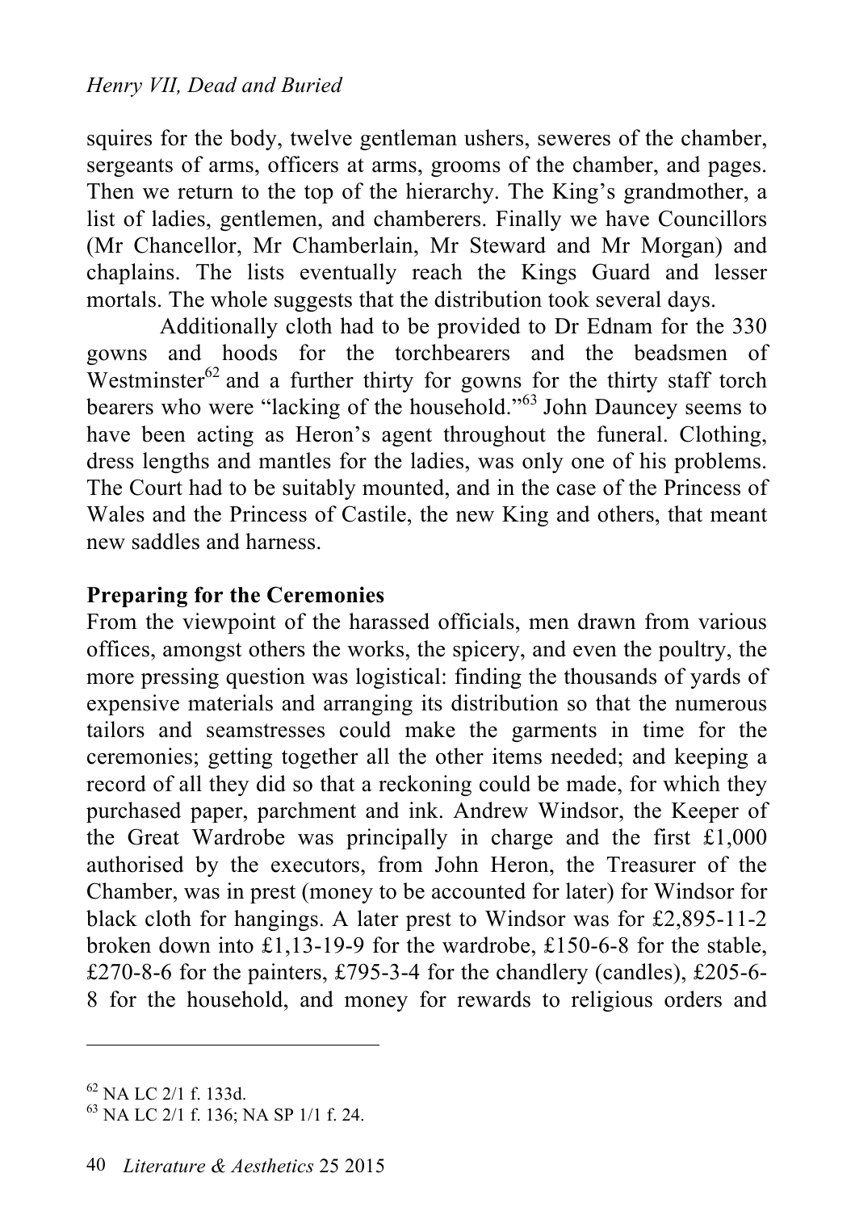squires for the body, twelve gentleman ushers, seweres of the chamber, sergeants of arms, officers at arms, grooms of the chamber, and pages. Then we return to the top of the hierarchy. The King's grandmother, a list of ladies, gentlemen, and chamberers. Finally we have Councillors (Mr Chancellor, Mr Chamberlain, Mr Steward and Mr Morgan) and chaplains. The lists eventually reach the Kings Guard and lesser mortals. The whole suggests that the distribution took several days.

Additionally cloth had to be provided to Dr Ednam for the 330 gowns and hoods for the torchbearers and the beadsmen of Westminster[62] and a further thirty for gowns for the thirty staff torch bearers who were "lacking of the household."[63] John Dauncey seems to have been acting as Heron's agent throughout the funeral. Clothing, dress lengths and mantles for the ladies, was only one of his problems. The Court had to be suitably mounted, and in the case of the Princess of Wales and the Princess of Castile, the new King and others, that meant new saddles and harness.

**Preparing for the Ceremonies**

From the viewpoint of the harassed officials, men drawn from various offices, amongst others the works, the spicery, and even the poultry, the more pressing question was logistical: finding the thousands of yards of expensive materials and arranging its distribution so that the numerous tailors and seamstresses could make the garments in time for the ceremonies; getting together all the other items needed; and keeping a record of all they did so that a reckoning could be made, for which they purchased paper, parchment and ink. Andrew Windsor, the Keeper of the Great Wardrobe was principally in charge and the first £1,000 authorised by the executors, from John Heron, the Treasurer of the Chamber, was in prest (money to be accounted for later) for Windsor for black cloth for hangings. A later prest to Windsor was for £2,895-11-2 broken down into £1,13-19-9 for the wardrobe, £150-6-8 for the stable, £270-8-6 for the painters, £795-3-4 for the chandlery (candles), £205-6-8 for the household, and money for rewards to religious orders and

[62] NA LC 2/1 f. 133d.

[63] NA LC 2/1 f. 136; NA SP 1/1 f. 24.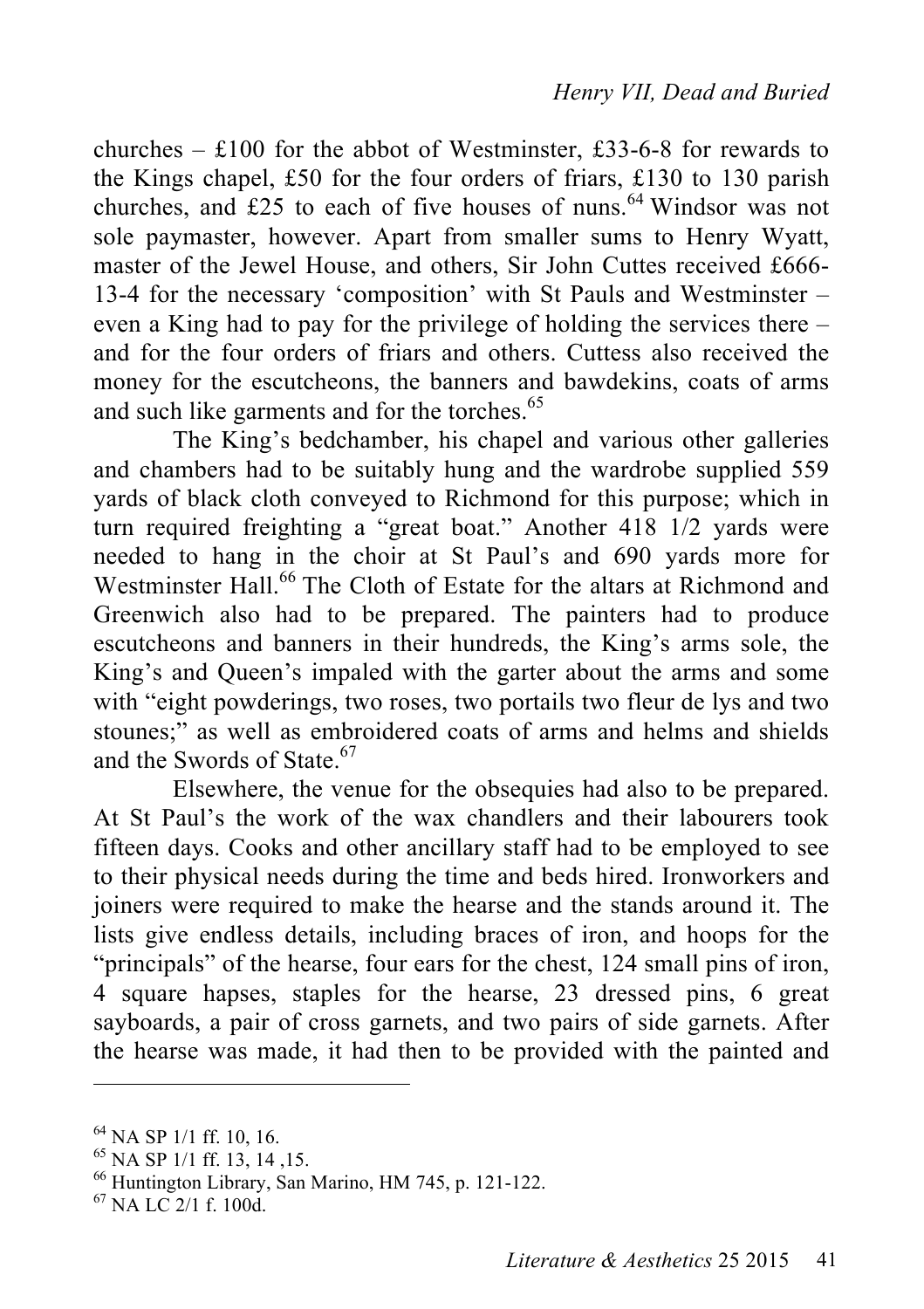churches – £100 for the abbot of Westminster, £33-6-8 for rewards to the Kings chapel, £50 for the four orders of friars, £130 to 130 parish churches, and £25 to each of five houses of nuns.[64] Windsor was not sole paymaster, however. Apart from smaller sums to Henry Wyatt, master of the Jewel House, and others, Sir John Cuttes received £666-13-4 for the necessary 'composition' with St Pauls and Westminster – even a King had to pay for the privilege of holding the services there – and for the four orders of friars and others. Cuttess also received the money for the escutcheons, the banners and bawdekins, coats of arms and such like garments and for the torches.[65]

The King's bedchamber, his chapel and various other galleries and chambers had to be suitably hung and the wardrobe supplied 559 yards of black cloth conveyed to Richmond for this purpose; which in turn required freighting a "great boat." Another 418 1/2 yards were needed to hang in the choir at St Paul's and 690 yards more for Westminster Hall.[66] The Cloth of Estate for the altars at Richmond and Greenwich also had to be prepared. The painters had to produce escutcheons and banners in their hundreds, the King's arms sole, the King's and Queen's impaled with the garter about the arms and some with "eight powderings, two roses, two portails two fleur de lys and two stounes;" as well as embroidered coats of arms and helms and shields and the Swords of State.[67]

Elsewhere, the venue for the obsequies had also to be prepared. At St Paul's the work of the wax chandlers and their labourers took fifteen days. Cooks and other ancillary staff had to be employed to see to their physical needs during the time and beds hired. Ironworkers and joiners were required to make the hearse and the stands around it. The lists give endless details, including braces of iron, and hoops for the "principals" of the hearse, four ears for the chest, 124 small pins of iron, 4 square hapses, staples for the hearse, 23 dressed pins, 6 great sayboards, a pair of cross garnets, and two pairs of side garnets. After the hearse was made, it had then to be provided with the painted and

---

[64] NA SP 1/1 ff. 10, 16.

[65] NA SP 1/1 ff. 13, 14 ,15.

[66] Huntington Library, San Marino, HM 745, p. 121-122.

[67] NA LC 2/1 f. 100d.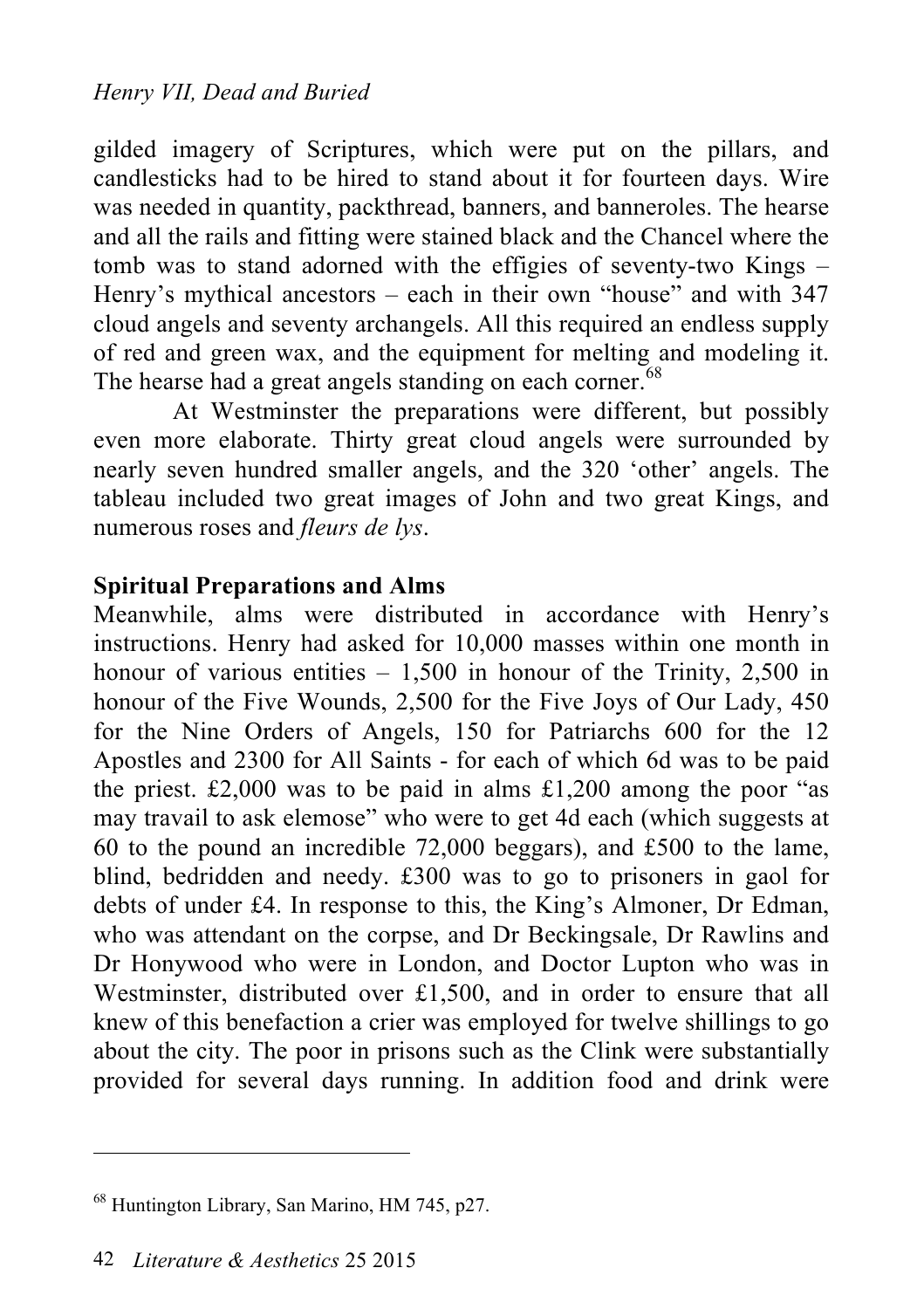gilded imagery of Scriptures, which were put on the pillars, and candlesticks had to be hired to stand about it for fourteen days. Wire was needed in quantity, packthread, banners, and banneroles. The hearse and all the rails and fitting were stained black and the Chancel where the tomb was to stand adorned with the effigies of seventy-two Kings – Henry's mythical ancestors – each in their own "house" and with 347 cloud angels and seventy archangels. All this required an endless supply of red and green wax, and the equipment for melting and modeling it. The hearse had a great angels standing on each corner.[68]

At Westminster the preparations were different, but possibly even more elaborate. Thirty great cloud angels were surrounded by nearly seven hundred smaller angels, and the 320 'other' angels. The tableau included two great images of John and two great Kings, and numerous roses and *fleurs de lys*.

**Spiritual Preparations and Alms**

Meanwhile, alms were distributed in accordance with Henry's instructions. Henry had asked for 10,000 masses within one month in honour of various entities – 1,500 in honour of the Trinity, 2,500 in honour of the Five Wounds, 2,500 for the Five Joys of Our Lady, 450 for the Nine Orders of Angels, 150 for Patriarchs 600 for the 12 Apostles and 2300 for All Saints - for each of which 6d was to be paid the priest. £2,000 was to be paid in alms £1,200 among the poor "as may travail to ask elemose" who were to get 4d each (which suggests at 60 to the pound an incredible 72,000 beggars), and £500 to the lame, blind, bedridden and needy. £300 was to go to prisoners in gaol for debts of under £4. In response to this, the King's Almoner, Dr Edman, who was attendant on the corpse, and Dr Beckingsale, Dr Rawlins and Dr Honywood who were in London, and Doctor Lupton who was in Westminster, distributed over £1,500, and in order to ensure that all knew of this benefaction a crier was employed for twelve shillings to go about the city. The poor in prisons such as the Clink were substantially provided for several days running. In addition food and drink were

---

[68] Huntington Library, San Marino, HM 745, p27.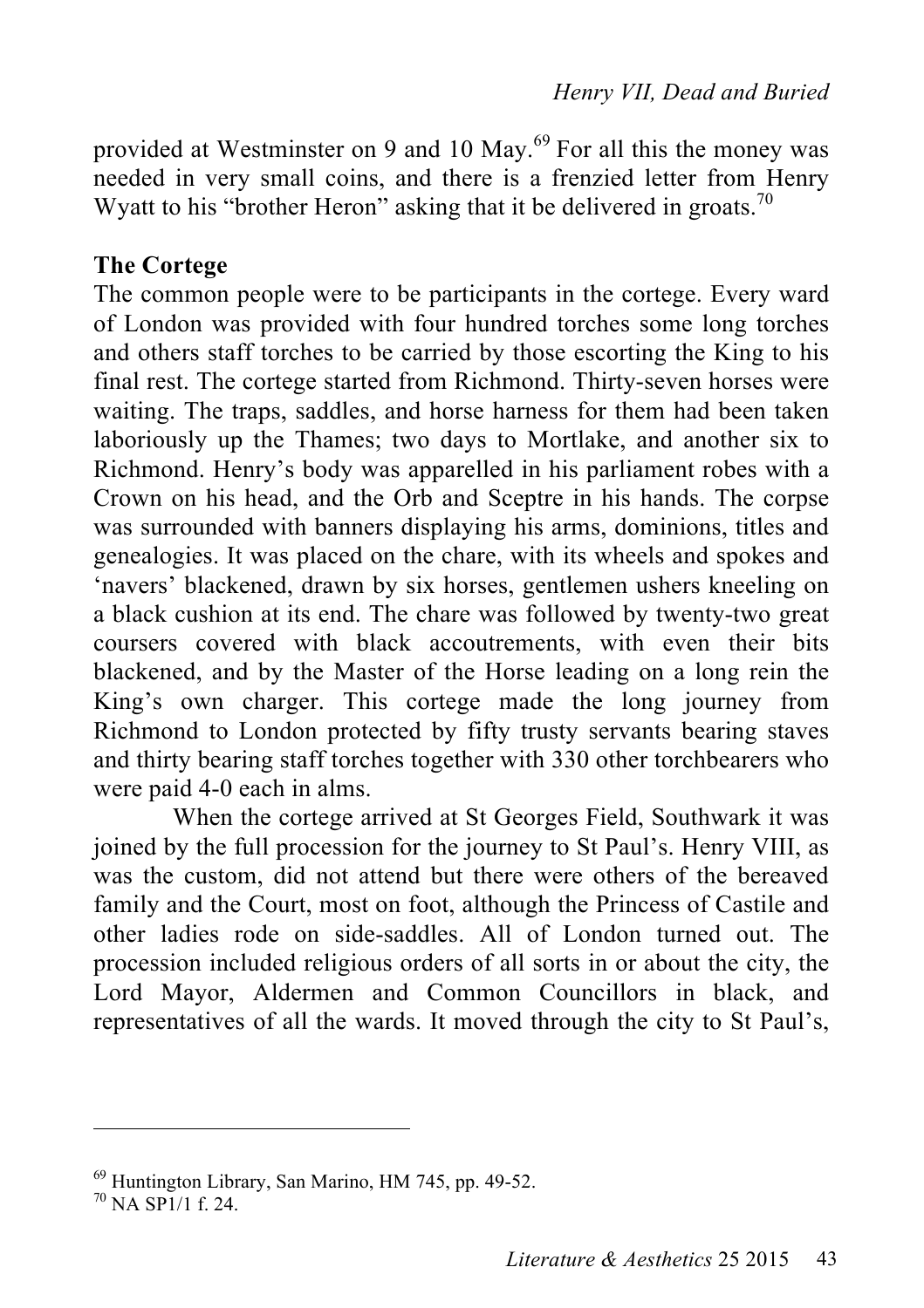provided at Westminster on 9 and 10 May.[69] For all this the money was needed in very small coins, and there is a frenzied letter from Henry Wyatt to his "brother Heron" asking that it be delivered in groats.[70]

**The Cortege**

The common people were to be participants in the cortege. Every ward of London was provided with four hundred torches some long torches and others staff torches to be carried by those escorting the King to his final rest. The cortege started from Richmond. Thirty-seven horses were waiting. The traps, saddles, and horse harness for them had been taken laboriously up the Thames; two days to Mortlake, and another six to Richmond. Henry's body was apparelled in his parliament robes with a Crown on his head, and the Orb and Sceptre in his hands. The corpse was surrounded with banners displaying his arms, dominions, titles and genealogies. It was placed on the chare, with its wheels and spokes and 'navers' blackened, drawn by six horses, gentlemen ushers kneeling on a black cushion at its end. The chare was followed by twenty-two great coursers covered with black accoutrements, with even their bits blackened, and by the Master of the Horse leading on a long rein the King's own charger. This cortege made the long journey from Richmond to London protected by fifty trusty servants bearing staves and thirty bearing staff torches together with 330 other torchbearers who were paid 4-0 each in alms.

When the cortege arrived at St Georges Field, Southwark it was joined by the full procession for the journey to St Paul's. Henry VIII, as was the custom, did not attend but there were others of the bereaved family and the Court, most on foot, although the Princess of Castile and other ladies rode on side-saddles. All of London turned out. The procession included religious orders of all sorts in or about the city, the Lord Mayor, Aldermen and Common Councillors in black, and representatives of all the wards. It moved through the city to St Paul's,

---

[69] Huntington Library, San Marino, HM 745, pp. 49-52.

[70] NA SP1/1 f. 24.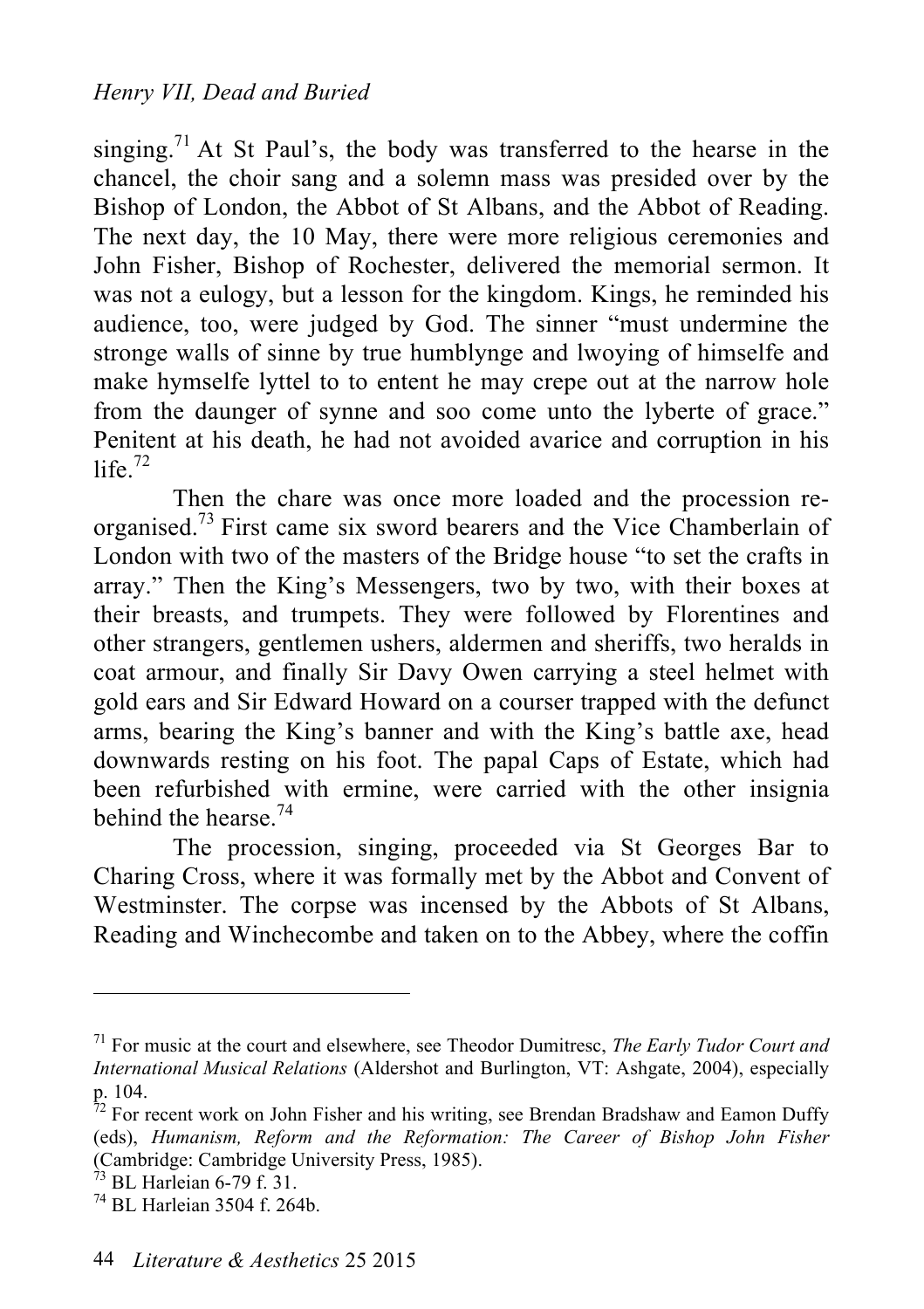singing.[71] At St Paul's, the body was transferred to the hearse in the chancel, the choir sang and a solemn mass was presided over by the Bishop of London, the Abbot of St Albans, and the Abbot of Reading. The next day, the 10 May, there were more religious ceremonies and John Fisher, Bishop of Rochester, delivered the memorial sermon. It was not a eulogy, but a lesson for the kingdom. Kings, he reminded his audience, too, were judged by God. The sinner "must undermine the stronge walls of sinne by true humblynge and lwoying of himselfe and make hymselfe lyttel to to entent he may crepe out at the narrow hole from the daunger of synne and soo come unto the lyberte of grace." Penitent at his death, he had not avoided avarice and corruption in his life.[72]

Then the chare was once more loaded and the procession re-organised.[73] First came six sword bearers and the Vice Chamberlain of London with two of the masters of the Bridge house "to set the crafts in array." Then the King's Messengers, two by two, with their boxes at their breasts, and trumpets. They were followed by Florentines and other strangers, gentlemen ushers, aldermen and sheriffs, two heralds in coat armour, and finally Sir Davy Owen carrying a steel helmet with gold ears and Sir Edward Howard on a courser trapped with the defunct arms, bearing the King's banner and with the King's battle axe, head downwards resting on his foot. The papal Caps of Estate, which had been refurbished with ermine, were carried with the other insignia behind the hearse.[74]

The procession, singing, proceeded via St Georges Bar to Charing Cross, where it was formally met by the Abbot and Convent of Westminster. The corpse was incensed by the Abbots of St Albans, Reading and Winchecombe and taken on to the Abbey, where the coffin

---

[71] For music at the court and elsewhere, see Theodor Dumitresc, *The Early Tudor Court and International Musical Relations* (Aldershot and Burlington, VT: Ashgate, 2004), especially p. 104.

[72] For recent work on John Fisher and his writing, see Brendan Bradshaw and Eamon Duffy (eds), *Humanism, Reform and the Reformation: The Career of Bishop John Fisher* (Cambridge: Cambridge University Press, 1985).

[73] BL Harleian 6-79 f. 31.

[74] BL Harleian 3504 f. 264b.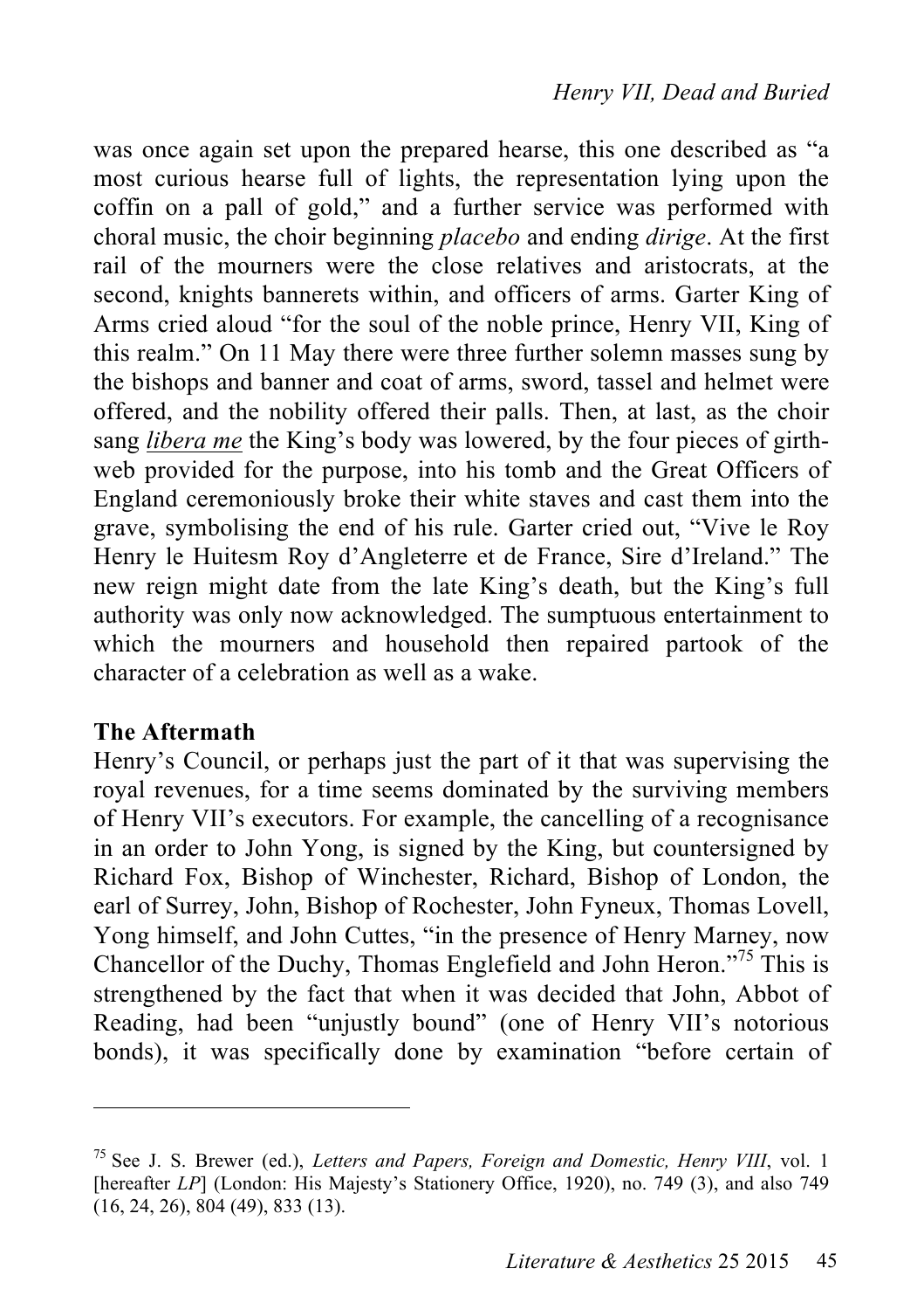was once again set upon the prepared hearse, this one described as "a most curious hearse full of lights, the representation lying upon the coffin on a pall of gold," and a further service was performed with choral music, the choir beginning *placebo* and ending *dirige*. At the first rail of the mourners were the close relatives and aristocrats, at the second, knights bannerets within, and officers of arms. Garter King of Arms cried aloud "for the soul of the noble prince, Henry VII, King of this realm." On 11 May there were three further solemn masses sung by the bishops and banner and coat of arms, sword, tassel and helmet were offered, and the nobility offered their palls. Then, at last, as the choir sang *libera me* the King's body was lowered, by the four pieces of girth-web provided for the purpose, into his tomb and the Great Officers of England ceremoniously broke their white staves and cast them into the grave, symbolising the end of his rule. Garter cried out, "Vive le Roy Henry le Huitesm Roy d'Angleterre et de France, Sire d'Ireland." The new reign might date from the late King's death, but the King's full authority was only now acknowledged. The sumptuous entertainment to which the mourners and household then repaired partook of the character of a celebration as well as a wake.

**The Aftermath**

Henry's Council, or perhaps just the part of it that was supervising the royal revenues, for a time seems dominated by the surviving members of Henry VII's executors. For example, the cancelling of a recognisance in an order to John Yong, is signed by the King, but countersigned by Richard Fox, Bishop of Winchester, Richard, Bishop of London, the earl of Surrey, John, Bishop of Rochester, John Fyneux, Thomas Lovell, Yong himself, and John Cuttes, "in the presence of Henry Marney, now Chancellor of the Duchy, Thomas Englefield and John Heron."[75] This is strengthened by the fact that when it was decided that John, Abbot of Reading, had been "unjustly bound" (one of Henry VII's notorious bonds), it was specifically done by examination "before certain of

---

[75] See J. S. Brewer (ed.), *Letters and Papers, Foreign and Domestic, Henry VIII*, vol. 1 [hereafter *LP*] (London: His Majesty's Stationery Office, 1920), no. 749 (3), and also 749 (16, 24, 26), 804 (49), 833 (13).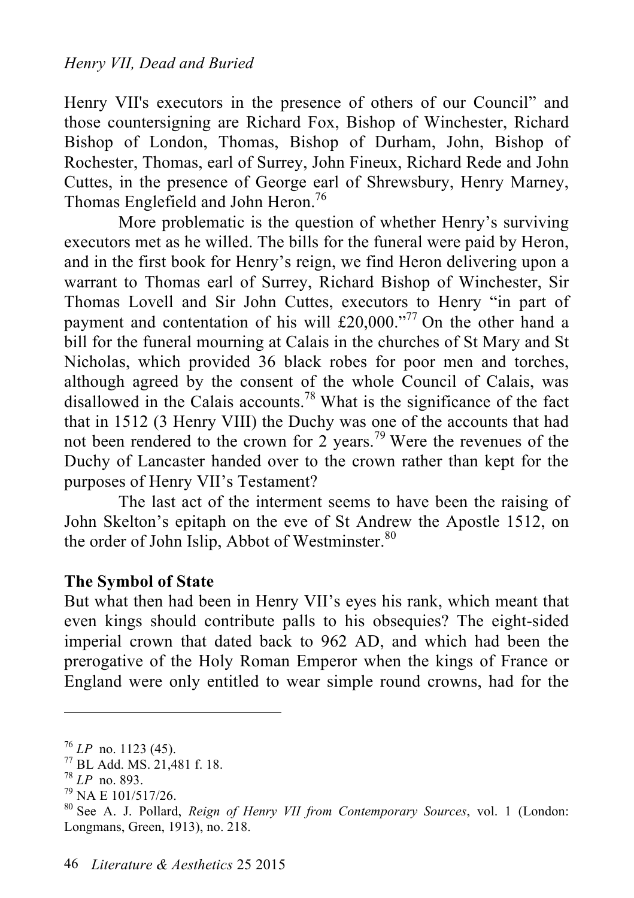Henry VII's executors in the presence of others of our Council" and those countersigning are Richard Fox, Bishop of Winchester, Richard Bishop of London, Thomas, Bishop of Durham, John, Bishop of Rochester, Thomas, earl of Surrey, John Fineux, Richard Rede and John Cuttes, in the presence of George earl of Shrewsbury, Henry Marney, Thomas Englefield and John Heron.[76]

More problematic is the question of whether Henry's surviving executors met as he willed. The bills for the funeral were paid by Heron, and in the first book for Henry's reign, we find Heron delivering upon a warrant to Thomas earl of Surrey, Richard Bishop of Winchester, Sir Thomas Lovell and Sir John Cuttes, executors to Henry "in part of payment and contentation of his will £20,000."[77] On the other hand a bill for the funeral mourning at Calais in the churches of St Mary and St Nicholas, which provided 36 black robes for poor men and torches, although agreed by the consent of the whole Council of Calais, was disallowed in the Calais accounts.[78] What is the significance of the fact that in 1512 (3 Henry VIII) the Duchy was one of the accounts that had not been rendered to the crown for 2 years.[79] Were the revenues of the Duchy of Lancaster handed over to the crown rather than kept for the purposes of Henry VII's Testament?

The last act of the interment seems to have been the raising of John Skelton's epitaph on the eve of St Andrew the Apostle 1512, on the order of John Islip, Abbot of Westminster.[80]

**The Symbol of State**

But what then had been in Henry VII's eyes his rank, which meant that even kings should contribute palls to his obsequies? The eight-sided imperial crown that dated back to 962 AD, and which had been the prerogative of the Holy Roman Emperor when the kings of France or England were only entitled to wear simple round crowns, had for the

---

[76] *LP* no. 1123 (45).

[77] BL Add. MS. 21,481 f. 18.

[78] *LP* no. 893.

[79] NA E 101/517/26.

[80] See A. J. Pollard, *Reign of Henry VII from Contemporary Sources*, vol. 1 (London: Longmans, Green, 1913), no. 218.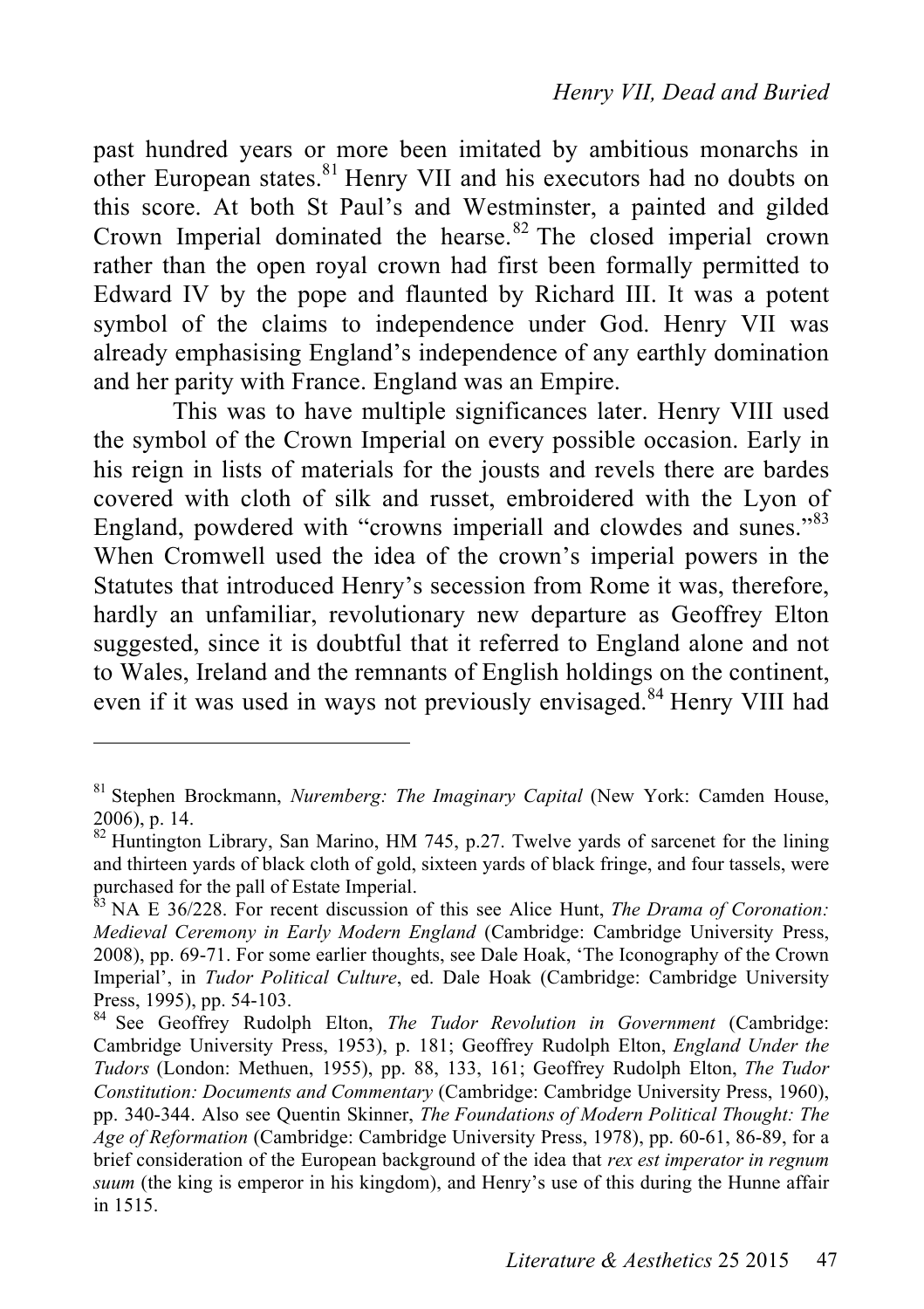past hundred years or more been imitated by ambitious monarchs in other European states.[81] Henry VII and his executors had no doubts on this score. At both St Paul's and Westminster, a painted and gilded Crown Imperial dominated the hearse.[82] The closed imperial crown rather than the open royal crown had first been formally permitted to Edward IV by the pope and flaunted by Richard III. It was a potent symbol of the claims to independence under God. Henry VII was already emphasising England's independence of any earthly domination and her parity with France. England was an Empire.

This was to have multiple significances later. Henry VIII used the symbol of the Crown Imperial on every possible occasion. Early in his reign in lists of materials for the jousts and revels there are bardes covered with cloth of silk and russet, embroidered with the Lyon of England, powdered with "crowns imperiall and clowdes and sunes."[83] When Cromwell used the idea of the crown's imperial powers in the Statutes that introduced Henry's secession from Rome it was, therefore, hardly an unfamiliar, revolutionary new departure as Geoffrey Elton suggested, since it is doubtful that it referred to England alone and not to Wales, Ireland and the remnants of English holdings on the continent, even if it was used in ways not previously envisaged.[84] Henry VIII had

---

[81] Stephen Brockmann, *Nuremberg: The Imaginary Capital* (New York: Camden House, 2006), p. 14.

[82] Huntington Library, San Marino, HM 745, p.27. Twelve yards of sarcenet for the lining and thirteen yards of black cloth of gold, sixteen yards of black fringe, and four tassels, were purchased for the pall of Estate Imperial.

[83] NA E 36/228. For recent discussion of this see Alice Hunt, *The Drama of Coronation: Medieval Ceremony in Early Modern England* (Cambridge: Cambridge University Press, 2008), pp. 69-71. For some earlier thoughts, see Dale Hoak, 'The Iconography of the Crown Imperial', in *Tudor Political Culture*, ed. Dale Hoak (Cambridge: Cambridge University Press, 1995), pp. 54-103.

[84] See Geoffrey Rudolph Elton, *The Tudor Revolution in Government* (Cambridge: Cambridge University Press, 1953), p. 181; Geoffrey Rudolph Elton, *England Under the Tudors* (London: Methuen, 1955), pp. 88, 133, 161; Geoffrey Rudolph Elton, *The Tudor Constitution: Documents and Commentary* (Cambridge: Cambridge University Press, 1960), pp. 340-344. Also see Quentin Skinner, *The Foundations of Modern Political Thought: The Age of Reformation* (Cambridge: Cambridge University Press, 1978), pp. 60-61, 86-89, for a brief consideration of the European background of the idea that *rex est imperator in regnum suum* (the king is emperor in his kingdom), and Henry's use of this during the Hunne affair in 1515.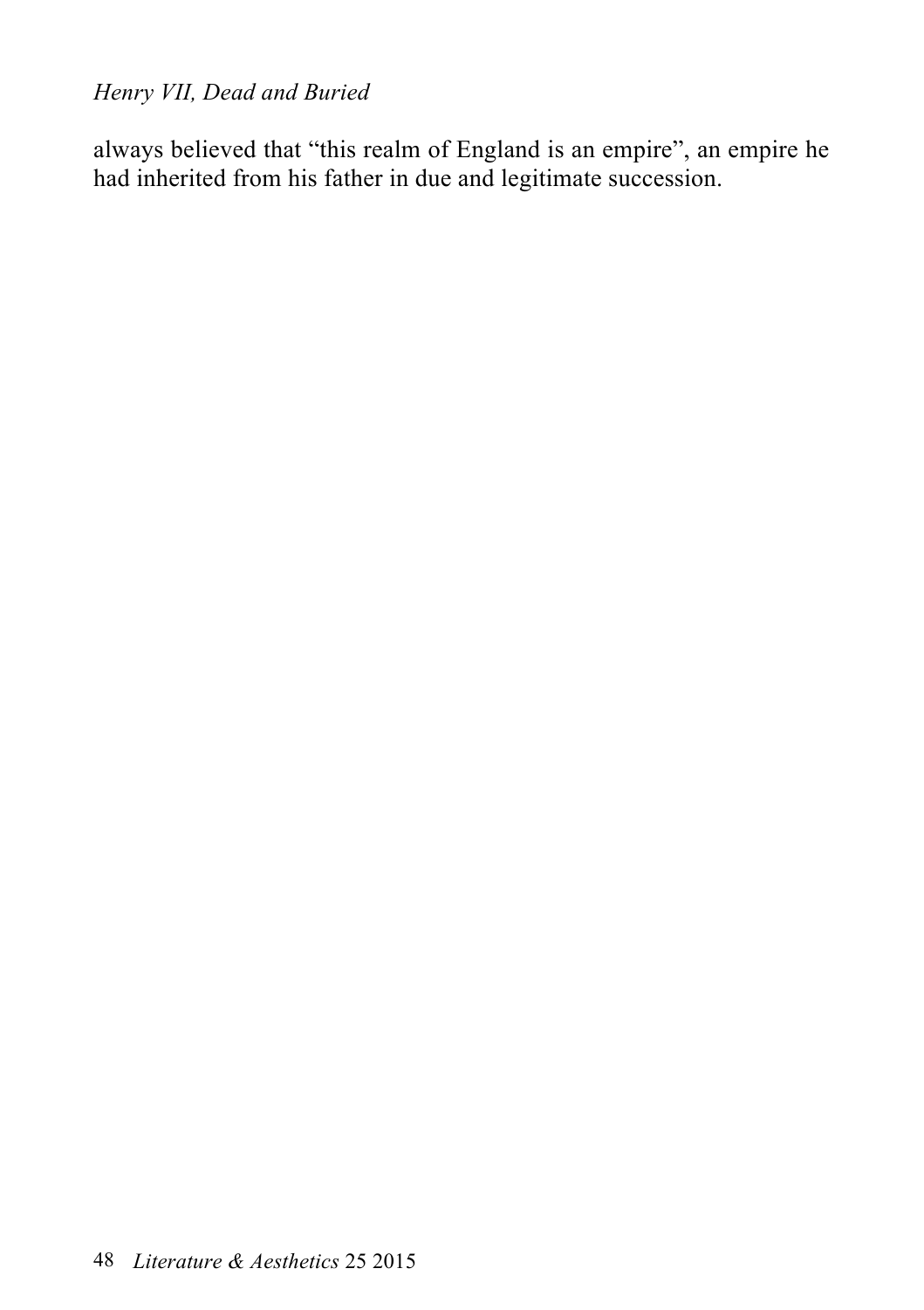always believed that "this realm of England is an empire", an empire he had inherited from his father in due and legitimate succession.